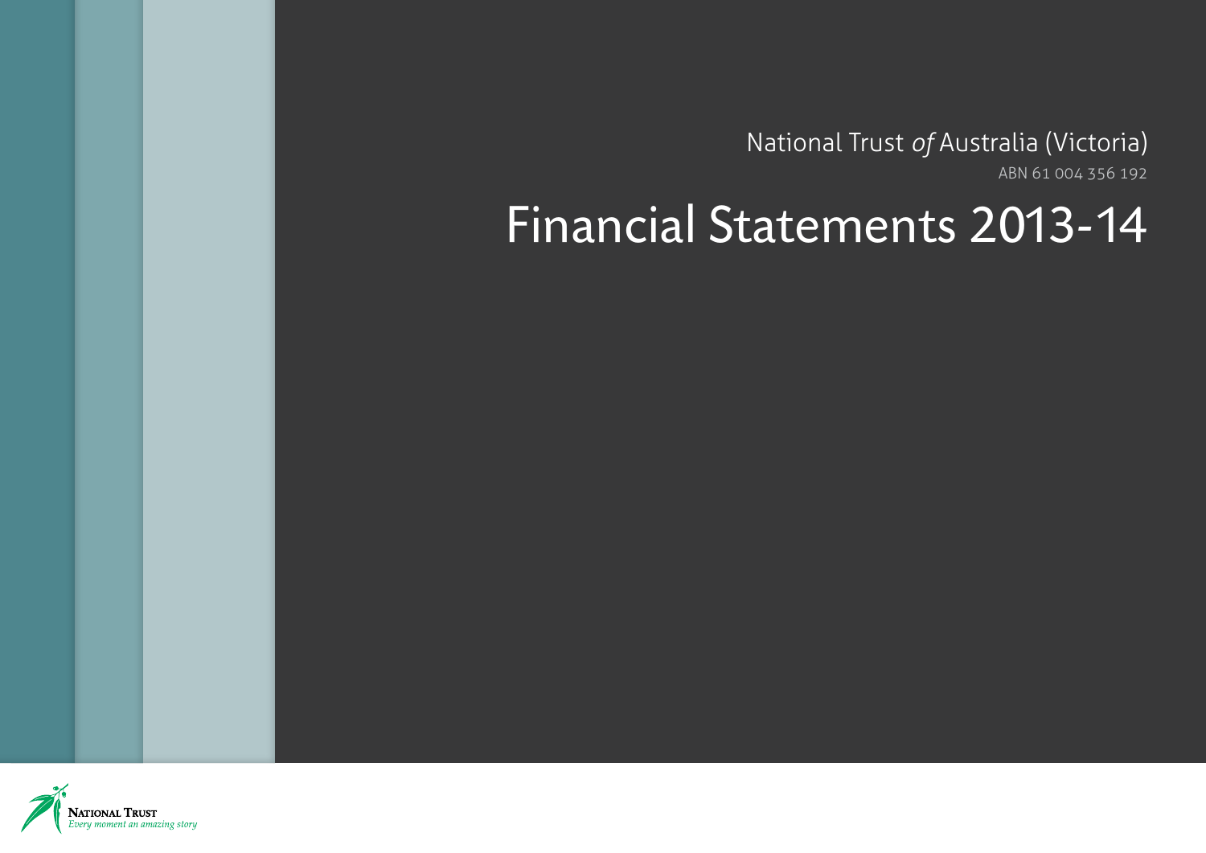National Trust *of* Australia (Victoria)

ABN 61 004 356 192

# Financial Statements 2013-14

**National Trust**
*Every moment an amazing story*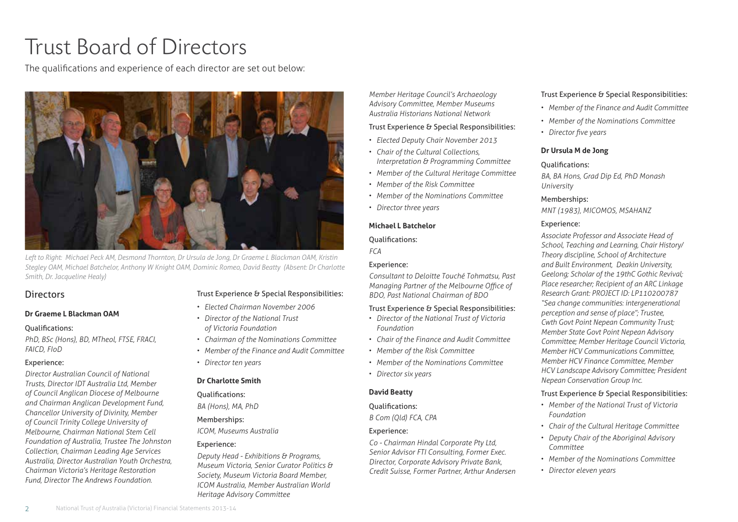# Trust Board of Directors

The qualifications and experience of each director are set out below:

*Left to Right: Michael Peck AM, Desmond Thornton, Dr Ursula de Jong, Dr Graeme L Blackman OAM, Kristin Stegley OAM, Michael Batchelor, Anthony W Knight OAM, Dominic Romeo, David Beatty (Absent: Dr Charlotte Smith, Dr. Jacqueline Healy)*

## Directors

**Dr Graeme L Blackman OAM**

Qualifications:

*PhD, BSc (Hons), BD, MTheol, FTSE, FRACI, FAICD, FIoD*

Experience:

*Director Australian Council of National Trusts, Director IDT Australia Ltd, Member of Council Anglican Diocese of Melbourne and Chairman Anglican Development Fund, Chancellor University of Divinity, Member of Council Trinity College University of Melbourne, Chairman National Stem Cell Foundation of Australia, Trustee The Johnston Collection, Chairman Leading Age Services Australia, Director Australian Youth Orchestra, Chairman Victoria's Heritage Restoration Fund, Director The Andrews Foundation.*

Trust Experience & Special Responsibilities:

- *Elected Chairman November 2006*
- *Director of the National Trust of Victoria Foundation*
- *Chairman of the Nominations Committee*
- *Member of the Finance and Audit Committee*
- *Director ten years*

**Dr Charlotte Smith**

Qualifications:

*BA (Hons), MA, PhD*

Memberships:

*ICOM, Museums Australia*

Experience:

*Deputy Head - Exhibitions & Programs, Museum Victoria, Senior Curator Politics & Society, Museum Victoria Board Member, ICOM Australia, Member Australian World Heritage Advisory Committee Member Heritage Council's Archaeology Advisory Committee, Member Museums Australia Historians National Network*

Trust Experience & Special Responsibilities:

- *Elected Deputy Chair November 2013*
- *Chair of the Cultural Collections, Interpretation & Programming Committee*
- *Member of the Cultural Heritage Committee*
- *Member of the Risk Committee*
- *Member of the Nominations Committee*
- *Director three years*

**Michael L Batchelor**

Qualifications:

*FCA*

Experience:

*Consultant to Deloitte Touché Tohmatsu, Past Managing Partner of the Melbourne Office of BDO, Past National Chairman of BDO*

Trust Experience & Special Responsibilities:

- *Director of the National Trust of Victoria Foundation*
- *Chair of the Finance and Audit Committee*
- *Member of the Risk Committee*
- *Member of the Nominations Committee*
- *Director six years*

**David Beatty**

Qualifications:

*B Com (Qld) FCA, CPA*

Experience:

*Co - Chairman Hindal Corporate Pty Ltd, Senior Advisor FTI Consulting, Former Exec. Director, Corporate Advisory Private Bank, Credit Suisse, Former Partner, Arthur Andersen*

Trust Experience & Special Responsibilities:

- *Member of the Finance and Audit Committee*
- *Member of the Nominations Committee*
- *Director five years*

**Dr Ursula M de Jong**

Qualifications:

*BA, BA Hons, Grad Dip Ed, PhD Monash University*

Memberships:

*MNT (1983), MICOMOS, MSAHANZ*

Experience:

*Associate Professor and Associate Head of School, Teaching and Learning, Chair History/Theory discipline, School of Architecture and Built Environment, Deakin University, Geelong; Scholar of the 19thC Gothic Revival; Place researcher; Recipient of an ARC Linkage Research Grant: PROJECT ID: LP110200787 "Sea change communities: intergenerational perception and sense of place"; Trustee, Cwth Govt Point Nepean Community Trust; Member State Govt Point Nepean Advisory Committee; Member Heritage Council Victoria, Member HCV Communications Committee, Member HCV Finance Committee, Member HCV Landscape Advisory Committee; President Nepean Conservation Group Inc.*

Trust Experience & Special Responsibilities:

- *Member of the National Trust of Victoria Foundation*
- *Chair of the Cultural Heritage Committee*
- *Deputy Chair of the Aboriginal Advisory Committee*
- *Member of the Nominations Committee*
- *Director eleven years*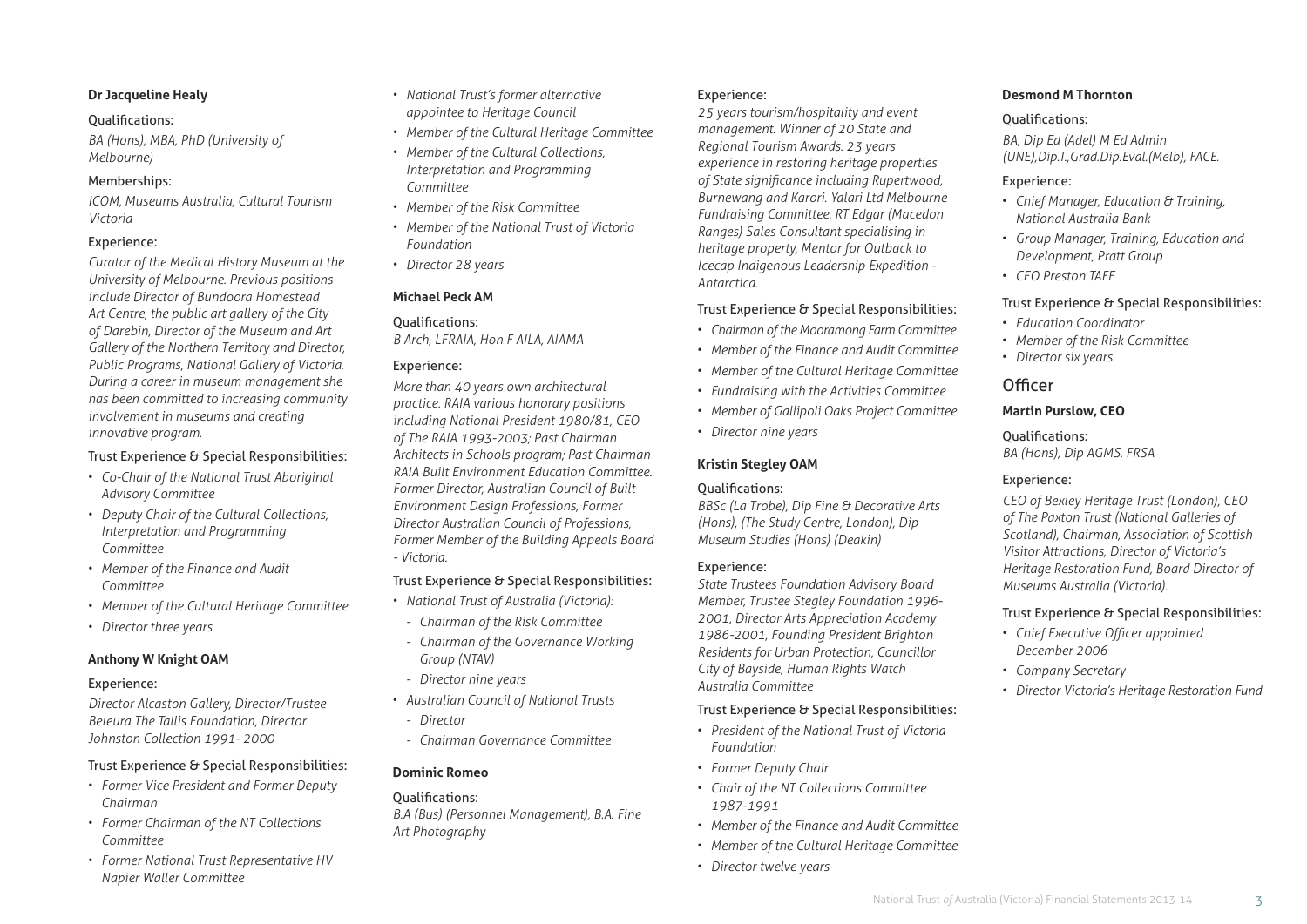**Dr Jacqueline Healy**

Qualifications:

*BA (Hons), MBA, PhD (University of Melbourne)*

Memberships:

*ICOM, Museums Australia, Cultural Tourism Victoria*

Experience:

*Curator of the Medical History Museum at the University of Melbourne. Previous positions include Director of Bundoora Homestead Art Centre, the public art gallery of the City of Darebin, Director of the Museum and Art Gallery of the Northern Territory and Director, Public Programs, National Gallery of Victoria. During a career in museum management she has been committed to increasing community involvement in museums and creating innovative program.*

Trust Experience & Special Responsibilities:

- *Co-Chair of the National Trust Aboriginal Advisory Committee*
- *Deputy Chair of the Cultural Collections, Interpretation and Programming Committee*
- *Member of the Finance and Audit Committee*
- *Member of the Cultural Heritage Committee*
- *Director three years*

**Anthony W Knight OAM**

Experience:

*Director Alcaston Gallery, Director/Trustee Beleura The Tallis Foundation, Director Johnston Collection 1991- 2000*

Trust Experience & Special Responsibilities:

- *Former Vice President and Former Deputy Chairman*
- *Former Chairman of the NT Collections Committee*
- *Former National Trust Representative HV Napier Waller Committee*
- *National Trust's former alternative appointee to Heritage Council*
- *Member of the Cultural Heritage Committee*
- *Member of the Cultural Collections, Interpretation and Programming Committee*
- *Member of the Risk Committee*
- *Member of the National Trust of Victoria Foundation*
- *Director 28 years*

**Michael Peck AM**

Qualifications:
*B Arch, LFRAIA, Hon F AILA, AIAMA*

Experience:

*More than 40 years own architectural practice. RAIA various honorary positions including National President 1980/81, CEO of The RAIA 1993-2003; Past Chairman Architects in Schools program; Past Chairman RAIA Built Environment Education Committee. Former Director, Australian Council of Built Environment Design Professions, Former Director Australian Council of Professions, Former Member of the Building Appeals Board - Victoria.*

Trust Experience & Special Responsibilities:

- *National Trust of Australia (Victoria):*
  - *Chairman of the Risk Committee*
  - *Chairman of the Governance Working Group (NTAV)*
  - *Director nine years*
- *Australian Council of National Trusts*
  - *Director*
  - *Chairman Governance Committee*

**Dominic Romeo**

Qualifications:
*B.A (Bus) (Personnel Management), B.A. Fine Art Photography*

Experience:
*25 years tourism/hospitality and event management. Winner of 20 State and Regional Tourism Awards. 23 years experience in restoring heritage properties of State significance including Rupertwood, Burnewang and Karori. Yalari Ltd Melbourne Fundraising Committee. RT Edgar (Macedon Ranges) Sales Consultant specialising in heritage property, Mentor for Outback to Icecap Indigenous Leadership Expedition - Antarctica.*

Trust Experience & Special Responsibilities:

- *Chairman of the Mooramong Farm Committee*
- *Member of the Finance and Audit Committee*
- *Member of the Cultural Heritage Committee*
- *Fundraising with the Activities Committee*
- *Member of Gallipoli Oaks Project Committee*
- *Director nine years*

**Kristin Stegley OAM**

Qualifications:
*BBSc (La Trobe), Dip Fine & Decorative Arts (Hons), (The Study Centre, London), Dip Museum Studies (Hons) (Deakin)*

Experience:
*State Trustees Foundation Advisory Board Member, Trustee Stegley Foundation 1996-2001, Director Arts Appreciation Academy 1986-2001, Founding President Brighton Residents for Urban Protection, Councillor City of Bayside, Human Rights Watch Australia Committee*

Trust Experience & Special Responsibilities:

- *President of the National Trust of Victoria Foundation*
- *Former Deputy Chair*
- *Chair of the NT Collections Committee 1987-1991*
- *Member of the Finance and Audit Committee*
- *Member of the Cultural Heritage Committee*
- *Director twelve years*

**Desmond M Thornton**

Qualifications:

*BA, Dip Ed (Adel) M Ed Admin (UNE),Dip.T.,Grad.Dip.Eval.(Melb), FACE.*

Experience:

- *Chief Manager, Education & Training, National Australia Bank*
- *Group Manager, Training, Education and Development, Pratt Group*
- *CEO Preston TAFE*

Trust Experience & Special Responsibilities:

- *Education Coordinator*
- *Member of the Risk Committee*
- *Director six years*

## Officer

**Martin Purslow, CEO**

Qualifications:
*BA (Hons), Dip AGMS. FRSA*

Experience:

*CEO of Bexley Heritage Trust (London), CEO of The Paxton Trust (National Galleries of Scotland), Chairman, Association of Scottish Visitor Attractions, Director of Victoria's Heritage Restoration Fund, Board Director of Museums Australia (Victoria).*

Trust Experience & Special Responsibilities:

- *Chief Executive Officer appointed December 2006*
- *Company Secretary*
- *Director Victoria's Heritage Restoration Fund*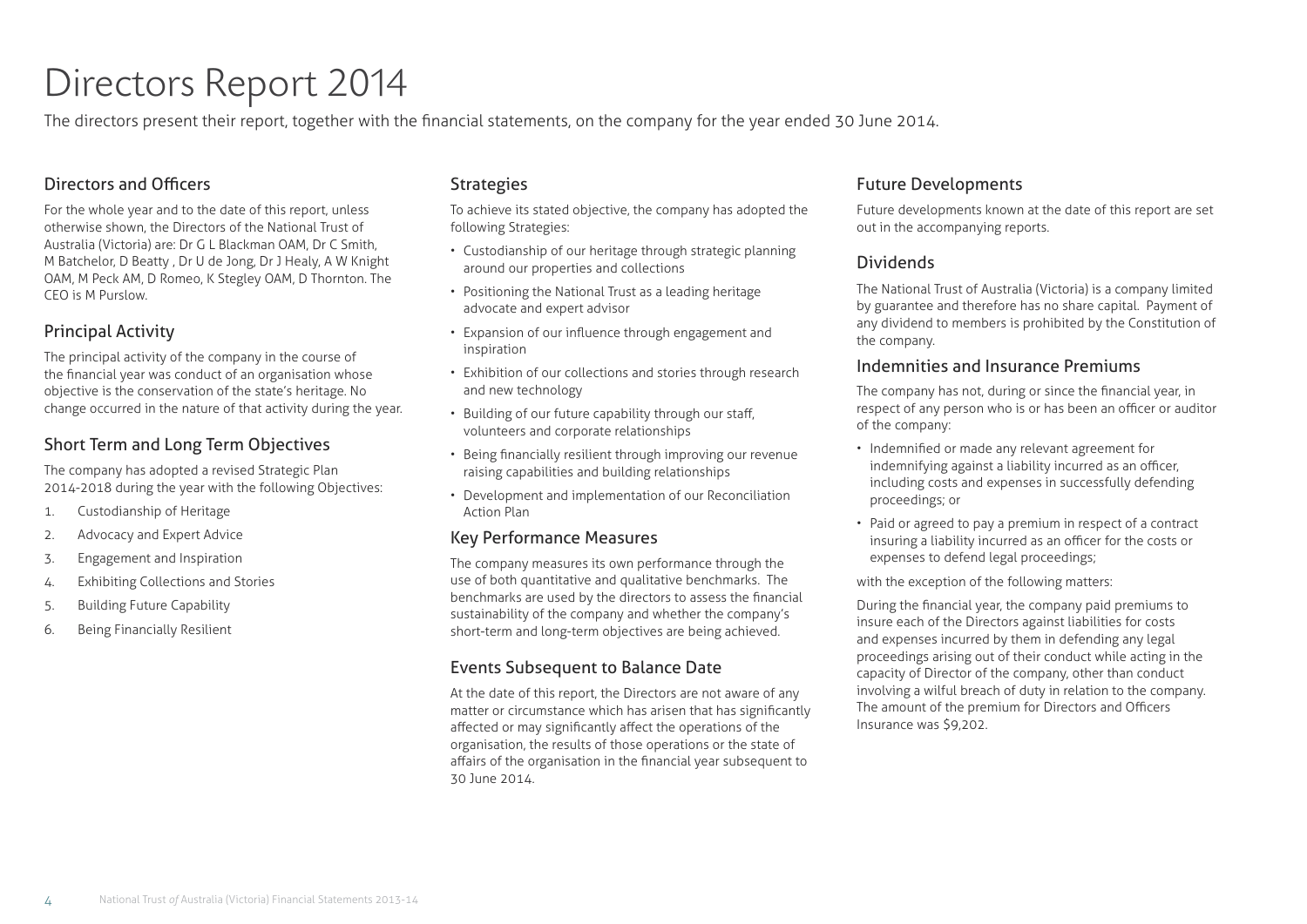# Directors Report 2014

The directors present their report, together with the financial statements, on the company for the year ended 30 June 2014.

## Directors and Officers

For the whole year and to the date of this report, unless otherwise shown, the Directors of the National Trust of Australia (Victoria) are: Dr G L Blackman OAM, Dr C Smith, M Batchelor, D Beatty , Dr U de Jong, Dr J Healy, A W Knight OAM, M Peck AM, D Romeo, K Stegley OAM, D Thornton. The CEO is M Purslow.

## Principal Activity

The principal activity of the company in the course of the financial year was conduct of an organisation whose objective is the conservation of the state's heritage. No change occurred in the nature of that activity during the year.

## Short Term and Long Term Objectives

The company has adopted a revised Strategic Plan 2014-2018 during the year with the following Objectives:

1. Custodianship of Heritage
2. Advocacy and Expert Advice
3. Engagement and Inspiration
4. Exhibiting Collections and Stories
5. Building Future Capability
6. Being Financially Resilient

## Strategies

To achieve its stated objective, the company has adopted the following Strategies:

- Custodianship of our heritage through strategic planning around our properties and collections
- Positioning the National Trust as a leading heritage advocate and expert advisor
- Expansion of our influence through engagement and inspiration
- Exhibition of our collections and stories through research and new technology
- Building of our future capability through our staff, volunteers and corporate relationships
- Being financially resilient through improving our revenue raising capabilities and building relationships
- Development and implementation of our Reconciliation Action Plan

## Key Performance Measures

The company measures its own performance through the use of both quantitative and qualitative benchmarks. The benchmarks are used by the directors to assess the financial sustainability of the company and whether the company's short-term and long-term objectives are being achieved.

## Events Subsequent to Balance Date

At the date of this report, the Directors are not aware of any matter or circumstance which has arisen that has significantly affected or may significantly affect the operations of the organisation, the results of those operations or the state of affairs of the organisation in the financial year subsequent to 30 June 2014.

## Future Developments

Future developments known at the date of this report are set out in the accompanying reports.

## Dividends

The National Trust of Australia (Victoria) is a company limited by guarantee and therefore has no share capital. Payment of any dividend to members is prohibited by the Constitution of the company.

## Indemnities and Insurance Premiums

The company has not, during or since the financial year, in respect of any person who is or has been an officer or auditor of the company:

- Indemnified or made any relevant agreement for indemnifying against a liability incurred as an officer, including costs and expenses in successfully defending proceedings; or
- Paid or agreed to pay a premium in respect of a contract insuring a liability incurred as an officer for the costs or expenses to defend legal proceedings;

with the exception of the following matters:

During the financial year, the company paid premiums to insure each of the Directors against liabilities for costs and expenses incurred by them in defending any legal proceedings arising out of their conduct while acting in the capacity of Director of the company, other than conduct involving a wilful breach of duty in relation to the company. The amount of the premium for Directors and Officers Insurance was $9,202.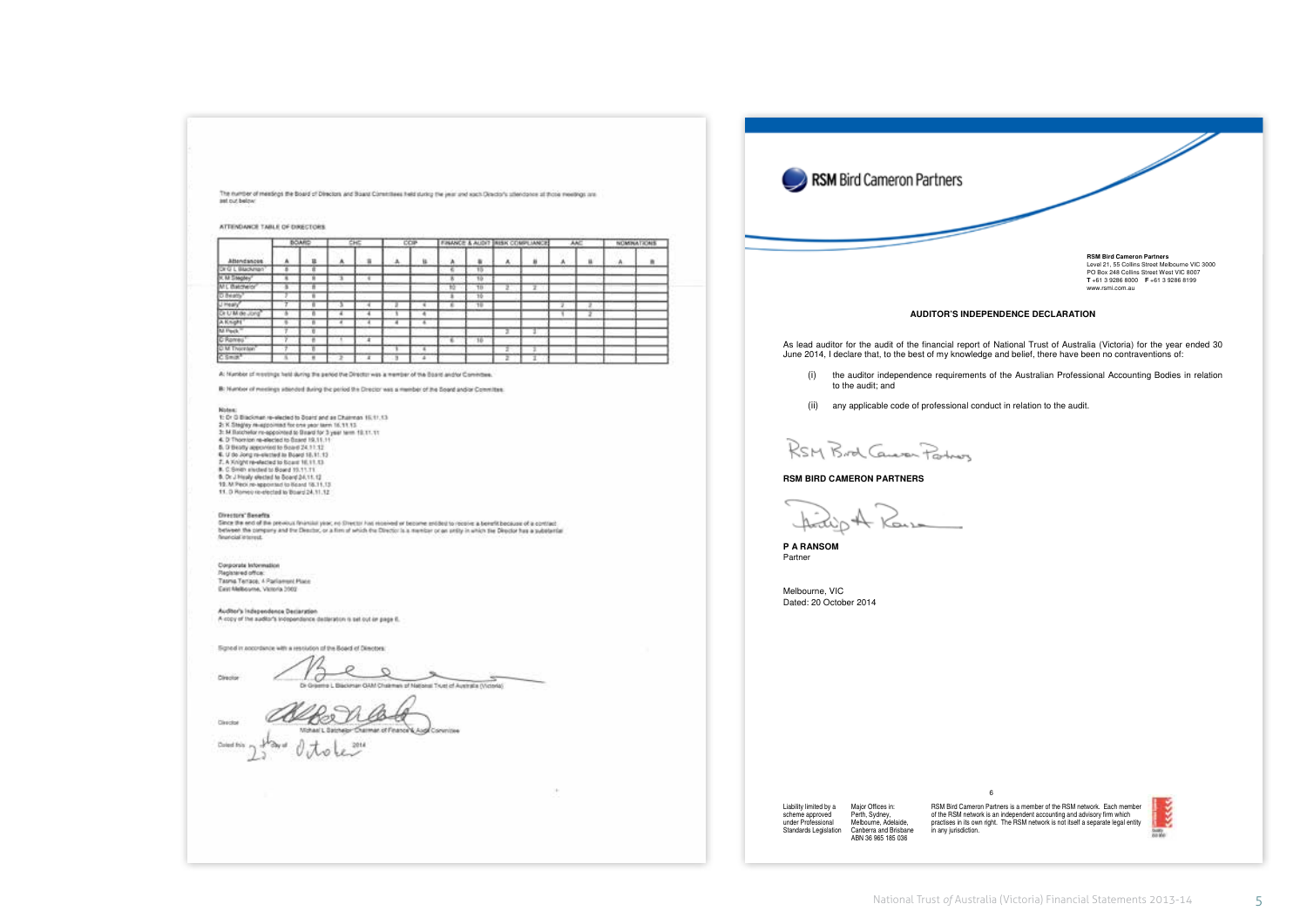The number of meetings the Board of Directors and Board Committees held during the year and each Director's attendance at those meetings are set out below:

ATTENDANCE TABLE OF DIRECTORS

| Attendances | BOARD | | CHC | | COP | | FINANCE & AUDIT | | RISK COMPLIANCE | | AAC | | NOMINATIONS | |
|---|---|---|---|---|---|---|---|---|---|---|---|---|---|---|
| | A | B | A | B | A | B | A | B | A | B | A | B | A | B |
| Dr G L Blackman[1] | 8 | 8 | | | | | 6 | 10 | | | | | | |
| K M Stegley[2] | 8 | 8 | 3 | 4 | | | 8 | 10 | | | | | | |
| M L Batchelor[3] | 8 | 8 | | | | | 10 | 10 | 2 | 2 | | | | |
| D Beatty[5] | 7 | 8 | | | | | 8 | 10 | | | | | | |
| J Healy[9] | 7 | 8 | 3 | 4 | 2 | 4 | 6 | 10 | | | 2 | 2 | | |
| Dr U M de Jong[6] | 8 | 8 | 4 | 4 | 3 | 4 | | | | | 1 | 2 | | |
| A Knight[7] | 8 | 8 | 4 | 4 | 4 | 4 | | | | | | | | |
| M Peck[10] | 7 | 8 | | | | | | | 2 | 2 | | | | |
| D Romeo[11] | 7 | 8 | 1 | 4 | | | 6 | 10 | | | | | | |
| D M Thornton[4] | 7 | 8 | | | 3 | 4 | | | 2 | 2 | | | | |
| C Smith[8] | 5 | 8 | 2 | 4 | 3 | 4 | | | 2 | 2 | | | | |

A: Number of meetings held during the period the Director was a member of the Board and/or Committee.

B: Number of meetings attended during the period the Director was a member of the Board and/or Committee.

Notes:
1: Dr G Blackman re-elected to Board and as Chairman 16.11.13
2: K Stegley re-appointed for one year term 16.11.13
3: M Batchelor re-appointed to Board for 3 year term 19.11.11
4: D Thornton re-elected to Board 19.11.11
5: D Beatty appointed to Board 24.11.12
6: U de Jong re-elected to Board 16.11.13
7: A Knight re-elected to Board 16.11.13
8: C Smith elected to Board 19.11.11
9: Dr J Healy elected to Board 24.11.12
10: M Peck re-appointed to Board 16.11.13
11: D Romeo re-elected to Board 24.11.12

**Directors' Benefits**

Since the end of the previous financial year, no Director has received or became entitled to receive a benefit because of a contract between the company and the Director, or a firm of which the Director is a member or an entity in which the Director has a substantial financial interest.

**Corporate Information**

Registered office:
Tasma Terrace, 4 Parliament Place
East Melbourne, Victoria 3002

**Auditor's Independence Declaration**

A copy of the auditor's independence declaration is set out on page 6.

Signed in accordance with a resolution of the Board of Directors:

Director ____________________
Dr Graeme L Blackman OAM Chairman of National Trust of Australia (Victoria)

Director ____________________
Michael L Batchelor Chairman of Finance & Audit Committee

Dated this 23rd day of October 2014

---

**RSM Bird Cameron Partners**

**RSM Bird Cameron Partners**
Level 21, 55 Collins Street Melbourne VIC 3000
PO Box 248 Collins Street West VIC 8007
**T** +61 3 9286 8000 **F** +61 3 9286 8199
www.rsmi.com.au

## AUDITOR'S INDEPENDENCE DECLARATION

As lead auditor for the audit of the financial report of National Trust of Australia (Victoria) for the year ended 30 June 2014, I declare that, to the best of my knowledge and belief, there have been no contraventions of:

(i) the auditor independence requirements of the Australian Professional Accounting Bodies in relation to the audit; and

(ii) any applicable code of professional conduct in relation to the audit.

**RSM BIRD CAMERON PARTNERS**

**P A RANSOM**
Partner

Melbourne, VIC
Dated: 20 October 2014

Liability limited by a scheme approved under Professional Standards Legislation

Major Offices in: Perth, Sydney, Melbourne, Adelaide, Canberra and Brisbane
ABN 36 965 185 036

RSM Bird Cameron Partners is a member of the RSM network. Each member of the RSM network is an independent accounting and advisory firm which practises in its own right. The RSM network is not itself a separate legal entity in any jurisdiction.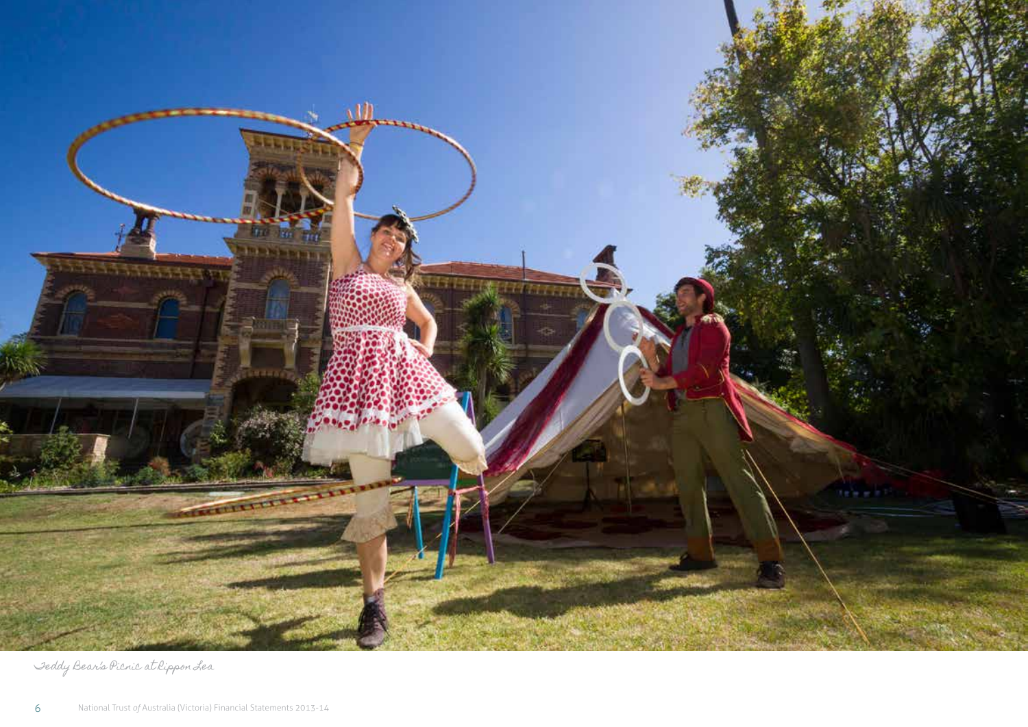Teddy Bear's Picnic at Rippon Lea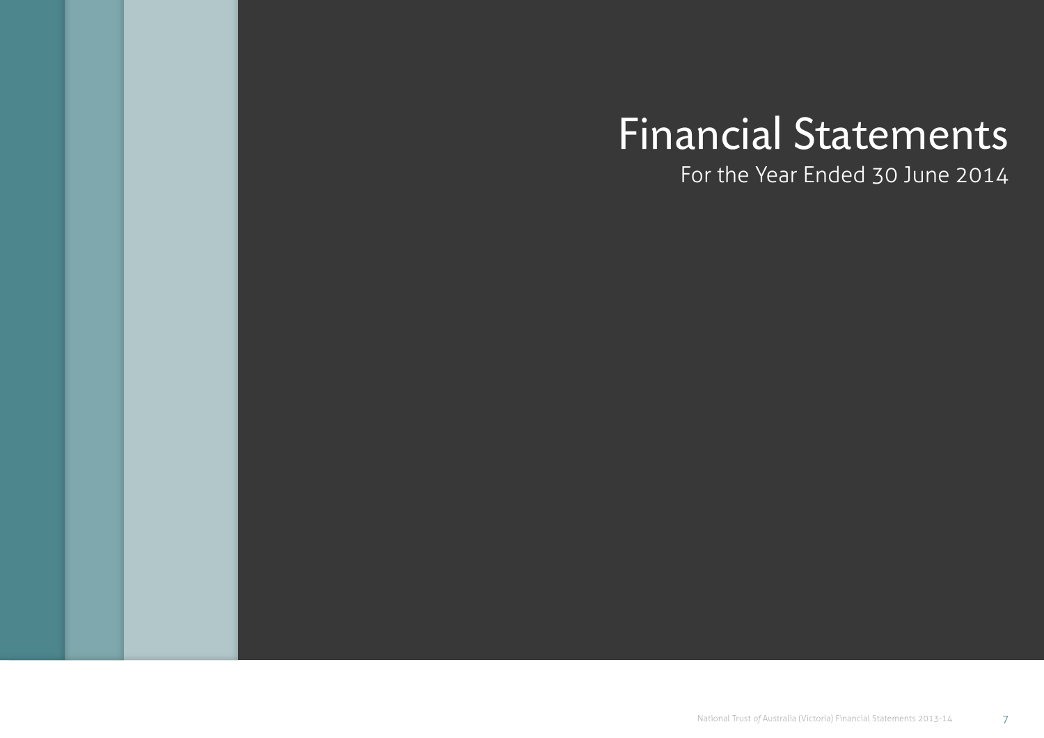# Financial Statements

For the Year Ended 30 June 2014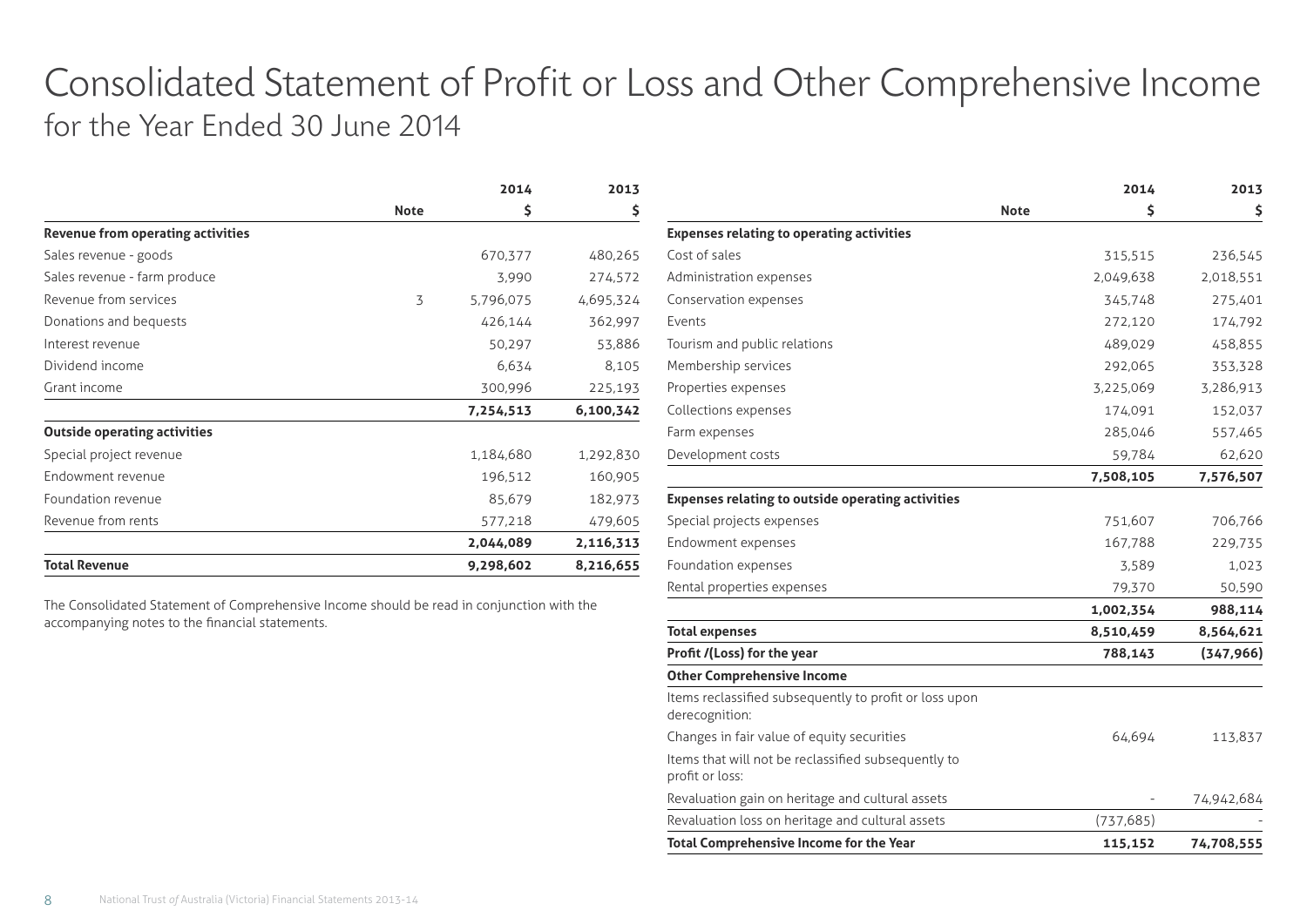# Consolidated Statement of Profit or Loss and Other Comprehensive Income

## for the Year Ended 30 June 2014

| | Note | 2014 $ | 2013 $ |
|---|---|---|---|
| **Revenue from operating activities** | | | |
| Sales revenue - goods | | 670,377 | 480,265 |
| Sales revenue - farm produce | | 3,990 | 274,572 |
| Revenue from services | 3 | 5,796,075 | 4,695,324 |
| Donations and bequests | | 426,144 | 362,997 |
| Interest revenue | | 50,297 | 53,886 |
| Dividend income | | 6,634 | 8,105 |
| Grant income | | 300,996 | 225,193 |
| | | **7,254,513** | **6,100,342** |
| **Outside operating activities** | | | |
| Special project revenue | | 1,184,680 | 1,292,830 |
| Endowment revenue | | 196,512 | 160,905 |
| Foundation revenue | | 85,679 | 182,973 |
| Revenue from rents | | 577,218 | 479,605 |
| | | **2,044,089** | **2,116,313** |
| **Total Revenue** | | **9,298,602** | **8,216,655** |

The Consolidated Statement of Comprehensive Income should be read in conjunction with the accompanying notes to the financial statements.

| | Note | 2014 $ | 2013 $ |
|---|---|---|---|
| **Expenses relating to operating activities** | | | |
| Cost of sales | | 315,515 | 236,545 |
| Administration expenses | | 2,049,638 | 2,018,551 |
| Conservation expenses | | 345,748 | 275,401 |
| Events | | 272,120 | 174,792 |
| Tourism and public relations | | 489,029 | 458,855 |
| Membership services | | 292,065 | 353,328 |
| Properties expenses | | 3,225,069 | 3,286,913 |
| Collections expenses | | 174,091 | 152,037 |
| Farm expenses | | 285,046 | 557,465 |
| Development costs | | 59,784 | 62,620 |
| | | **7,508,105** | **7,576,507** |
| **Expenses relating to outside operating activities** | | | |
| Special projects expenses | | 751,607 | 706,766 |
| Endowment expenses | | 167,788 | 229,735 |
| Foundation expenses | | 3,589 | 1,023 |
| Rental properties expenses | | 79,370 | 50,590 |
| | | **1,002,354** | **988,114** |
| **Total expenses** | | **8,510,459** | **8,564,621** |
| **Profit /(Loss) for the year** | | **788,143** | **(347,966)** |
| **Other Comprehensive Income** | | | |
| Items reclassified subsequently to profit or loss upon derecognition: | | | |
| Changes in fair value of equity securities | | 64,694 | 113,837 |
| Items that will not be reclassified subsequently to profit or loss: | | | |
| Revaluation gain on heritage and cultural assets | | - | 74,942,684 |
| Revaluation loss on heritage and cultural assets | | (737,685) | - |
| **Total Comprehensive Income for the Year** | | **115,152** | **74,708,555** |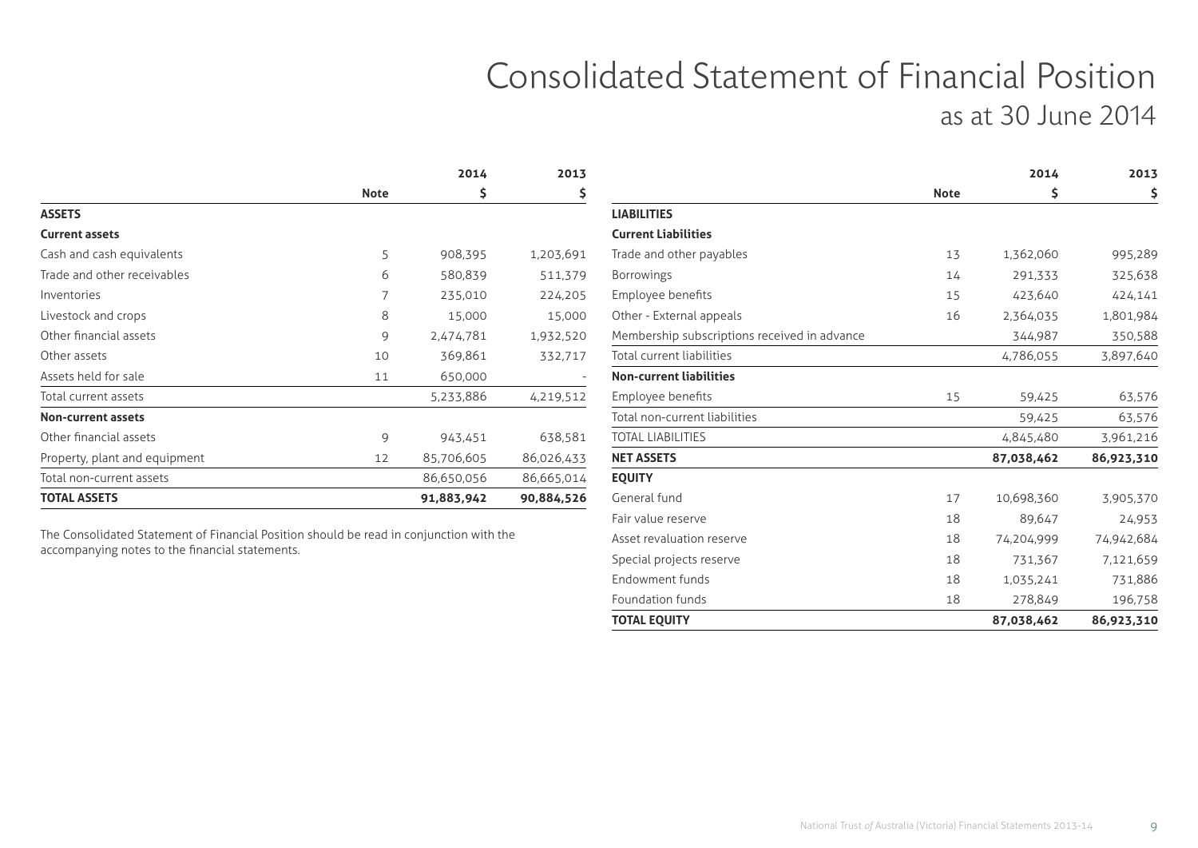# Consolidated Statement of Financial Position

## as at 30 June 2014

| | Note | 2014 $ | 2013 $ |
|---|---|---|---|
| **ASSETS** | | | |
| **Current assets** | | | |
| Cash and cash equivalents | 5 | 908,395 | 1,203,691 |
| Trade and other receivables | 6 | 580,839 | 511,379 |
| Inventories | 7 | 235,010 | 224,205 |
| Livestock and crops | 8 | 15,000 | 15,000 |
| Other financial assets | 9 | 2,474,781 | 1,932,520 |
| Other assets | 10 | 369,861 | 332,717 |
| Assets held for sale | 11 | 650,000 | - |
| Total current assets | | 5,233,886 | 4,219,512 |
| **Non-current assets** | | | |
| Other financial assets | 9 | 943,451 | 638,581 |
| Property, plant and equipment | 12 | 85,706,605 | 86,026,433 |
| Total non-current assets | | 86,650,056 | 86,665,014 |
| **TOTAL ASSETS** | | **91,883,942** | **90,884,526** |

The Consolidated Statement of Financial Position should be read in conjunction with the accompanying notes to the financial statements.

| | Note | 2014 $ | 2013 $ |
|---|---|---|---|
| **LIABILITIES** | | | |
| **Current Liabilities** | | | |
| Trade and other payables | 13 | 1,362,060 | 995,289 |
| Borrowings | 14 | 291,333 | 325,638 |
| Employee benefits | 15 | 423,640 | 424,141 |
| Other - External appeals | 16 | 2,364,035 | 1,801,984 |
| Membership subscriptions received in advance | | 344,987 | 350,588 |
| Total current liabilities | | 4,786,055 | 3,897,640 |
| **Non-current liabilities** | | | |
| Employee benefits | 15 | 59,425 | 63,576 |
| Total non-current liabilities | | 59,425 | 63,576 |
| TOTAL LIABILITIES | | 4,845,480 | 3,961,216 |
| **NET ASSETS** | | **87,038,462** | **86,923,310** |
| **EQUITY** | | | |
| General fund | 17 | 10,698,360 | 3,905,370 |
| Fair value reserve | 18 | 89,647 | 24,953 |
| Asset revaluation reserve | 18 | 74,204,999 | 74,942,684 |
| Special projects reserve | 18 | 731,367 | 7,121,659 |
| Endowment funds | 18 | 1,035,241 | 731,886 |
| Foundation funds | 18 | 278,849 | 196,758 |
| **TOTAL EQUITY** | | **87,038,462** | **86,923,310** |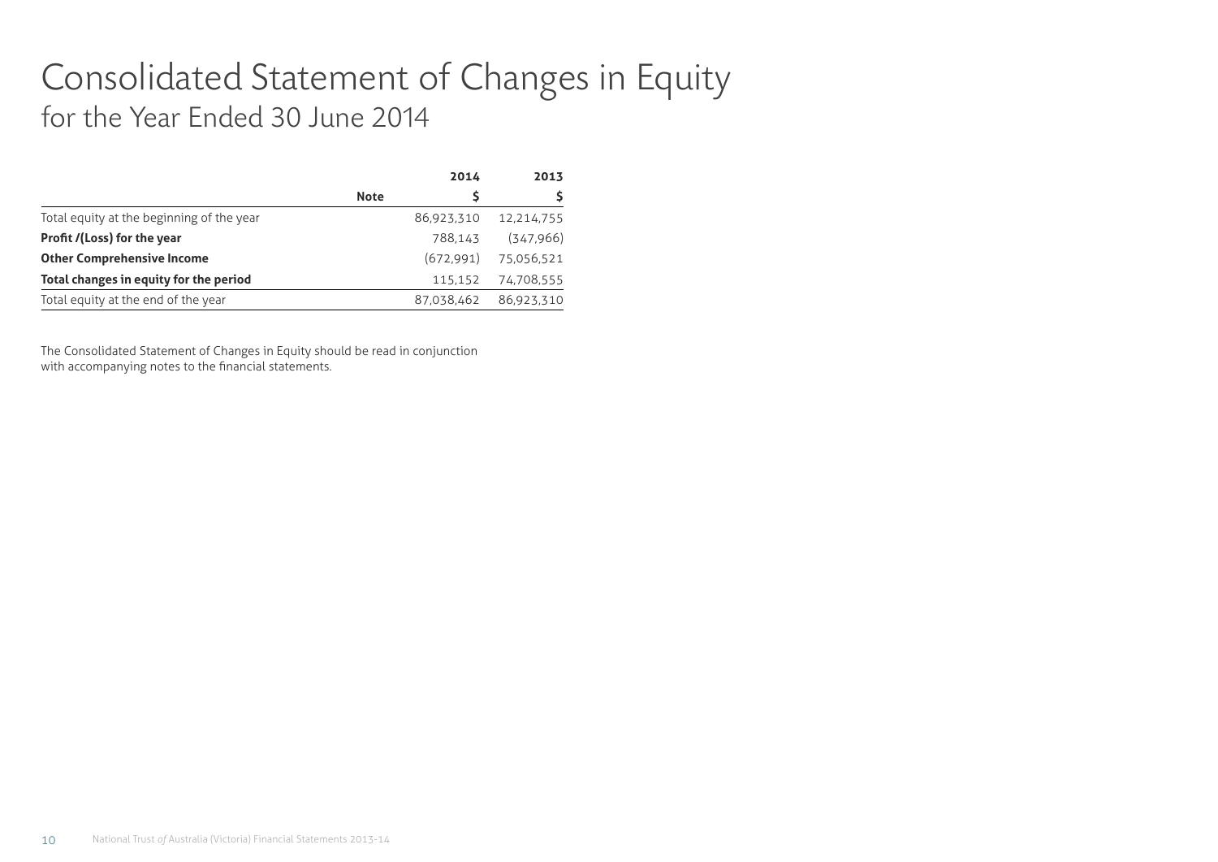# Consolidated Statement of Changes in Equity

## for the Year Ended 30 June 2014

| | Note | 2014<br>$ | 2013<br>$ |
|---|---|---|---|
| Total equity at the beginning of the year | | 86,923,310 | 12,214,755 |
| **Profit /(Loss) for the year** | | 788,143 | (347,966) |
| **Other Comprehensive Income** | | (672,991) | 75,056,521 |
| **Total changes in equity for the period** | | 115,152 | 74,708,555 |
| Total equity at the end of the year | | 87,038,462 | 86,923,310 |

The Consolidated Statement of Changes in Equity should be read in conjunction with accompanying notes to the financial statements.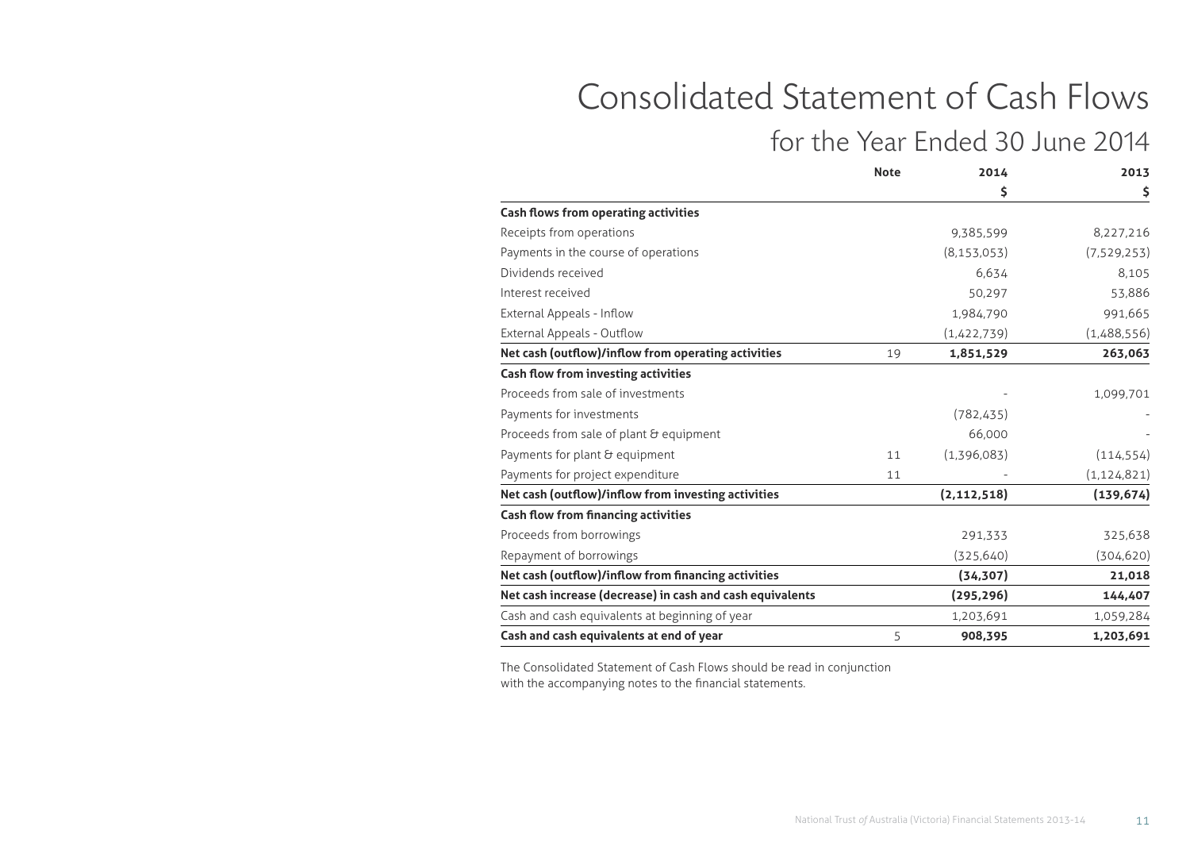# Consolidated Statement of Cash Flows

## for the Year Ended 30 June 2014

| | Note | 2014 | 2013 |
|---|---|---|---|
| | | $ | $ |
| **Cash flows from operating activities** | | | |
| Receipts from operations | | 9,385,599 | 8,227,216 |
| Payments in the course of operations | | (8,153,053) | (7,529,253) |
| Dividends received | | 6,634 | 8,105 |
| Interest received | | 50,297 | 53,886 |
| External Appeals - Inflow | | 1,984,790 | 991,665 |
| External Appeals - Outflow | | (1,422,739) | (1,488,556) |
| **Net cash (outflow)/inflow from operating activities** | 19 | **1,851,529** | **263,063** |
| **Cash flow from investing activities** | | | |
| Proceeds from sale of investments | | - | 1,099,701 |
| Payments for investments | | (782,435) | - |
| Proceeds from sale of plant & equipment | | 66,000 | - |
| Payments for plant & equipment | 11 | (1,396,083) | (114,554) |
| Payments for project expenditure | 11 | - | (1,124,821) |
| **Net cash (outflow)/inflow from investing activities** | | **(2,112,518)** | **(139,674)** |
| **Cash flow from financing activities** | | | |
| Proceeds from borrowings | | 291,333 | 325,638 |
| Repayment of borrowings | | (325,640) | (304,620) |
| **Net cash (outflow)/inflow from financing activities** | | **(34,307)** | **21,018** |
| **Net cash increase (decrease) in cash and cash equivalents** | | **(295,296)** | **144,407** |
| Cash and cash equivalents at beginning of year | | 1,203,691 | 1,059,284 |
| **Cash and cash equivalents at end of year** | 5 | **908,395** | **1,203,691** |

The Consolidated Statement of Cash Flows should be read in conjunction with the accompanying notes to the financial statements.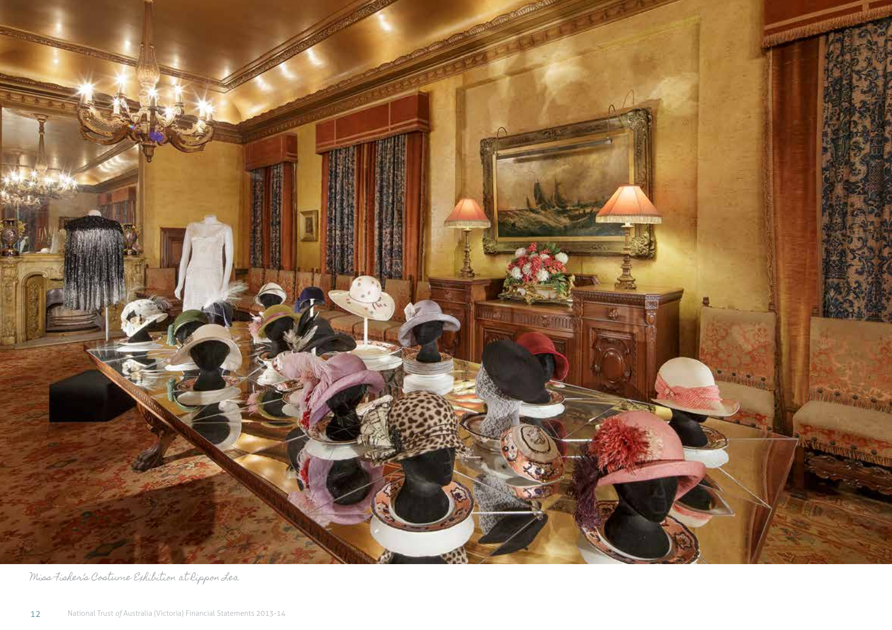Miss Fisher's Costume Exhibition at Rippon Lea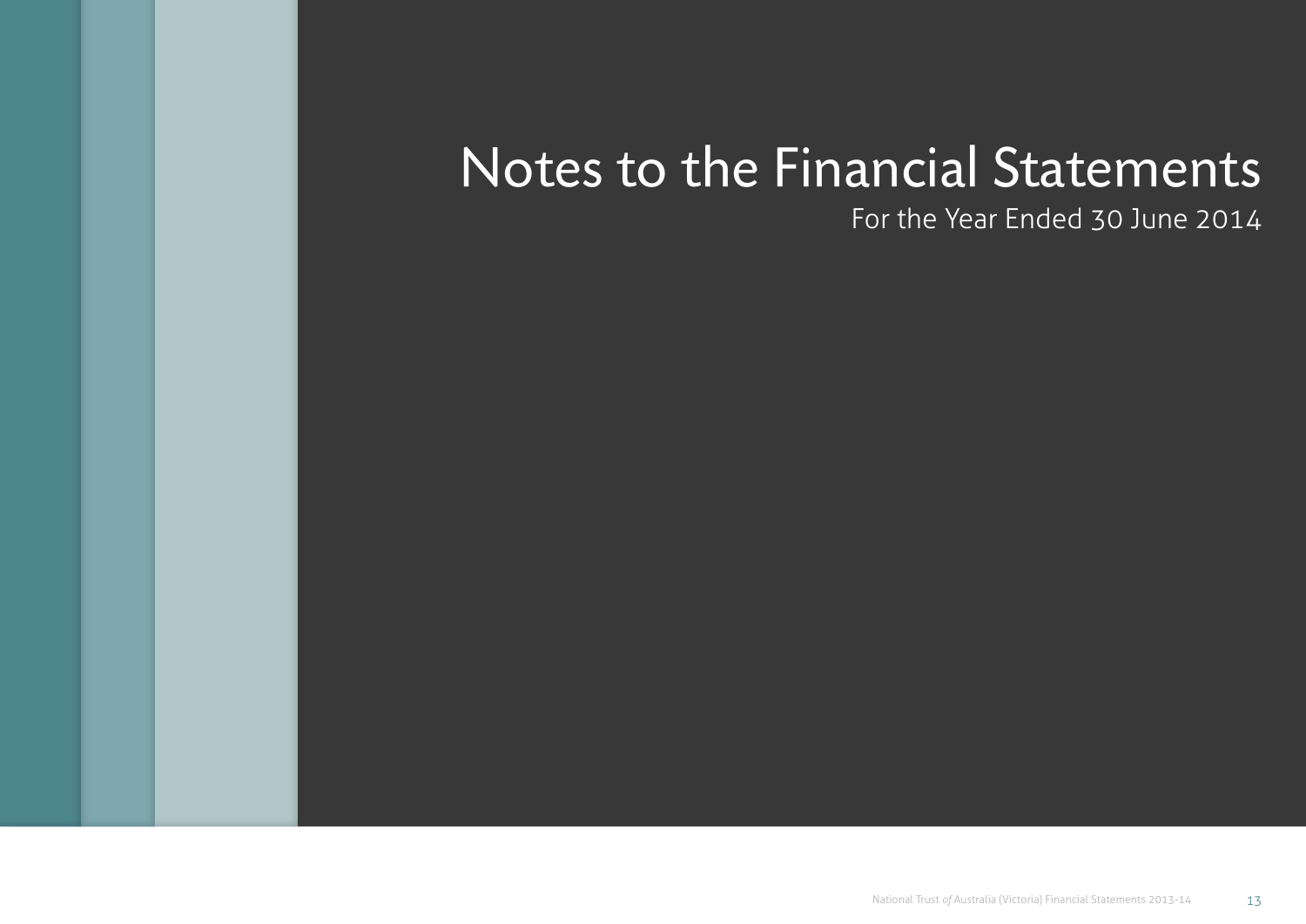# Notes to the Financial Statements

For the Year Ended 30 June 2014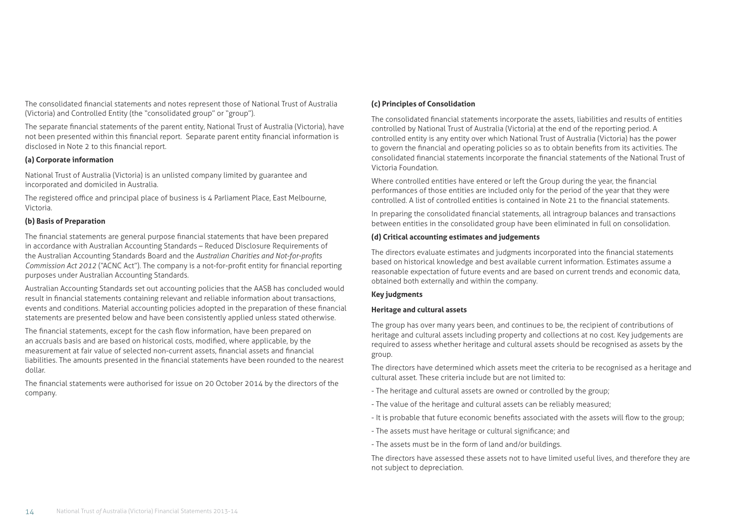The consolidated financial statements and notes represent those of National Trust of Australia (Victoria) and Controlled Entity (the "consolidated group" or "group").

The separate financial statements of the parent entity, National Trust of Australia (Victoria), have not been presented within this financial report. Separate parent entity financial information is disclosed in Note 2 to this financial report.

**(a) Corporate information**

National Trust of Australia (Victoria) is an unlisted company limited by guarantee and incorporated and domiciled in Australia.

The registered office and principal place of business is 4 Parliament Place, East Melbourne, Victoria.

**(b) Basis of Preparation**

The financial statements are general purpose financial statements that have been prepared in accordance with Australian Accounting Standards – Reduced Disclosure Requirements of the Australian Accounting Standards Board and the *Australian Charities and Not-for-profits Commission Act 2012* ("ACNC Act"). The company is a not-for-profit entity for financial reporting purposes under Australian Accounting Standards.

Australian Accounting Standards set out accounting policies that the AASB has concluded would result in financial statements containing relevant and reliable information about transactions, events and conditions. Material accounting policies adopted in the preparation of these financial statements are presented below and have been consistently applied unless stated otherwise.

The financial statements, except for the cash flow information, have been prepared on an accruals basis and are based on historical costs, modified, where applicable, by the measurement at fair value of selected non-current assets, financial assets and financial liabilities. The amounts presented in the financial statements have been rounded to the nearest dollar.

The financial statements were authorised for issue on 20 October 2014 by the directors of the company.

**(c) Principles of Consolidation**

The consolidated financial statements incorporate the assets, liabilities and results of entities controlled by National Trust of Australia (Victoria) at the end of the reporting period. A controlled entity is any entity over which National Trust of Australia (Victoria) has the power to govern the financial and operating policies so as to obtain benefits from its activities. The consolidated financial statements incorporate the financial statements of the National Trust of Victoria Foundation.

Where controlled entities have entered or left the Group during the year, the financial performances of those entities are included only for the period of the year that they were controlled. A list of controlled entities is contained in Note 21 to the financial statements.

In preparing the consolidated financial statements, all intragroup balances and transactions between entities in the consolidated group have been eliminated in full on consolidation.

**(d) Critical accounting estimates and judgements**

The directors evaluate estimates and judgments incorporated into the financial statements based on historical knowledge and best available current information. Estimates assume a reasonable expectation of future events and are based on current trends and economic data, obtained both externally and within the company.

**Key judgments**

**Heritage and cultural assets**

The group has over many years been, and continues to be, the recipient of contributions of heritage and cultural assets including property and collections at no cost. Key judgements are required to assess whether heritage and cultural assets should be recognised as assets by the group.

The directors have determined which assets meet the criteria to be recognised as a heritage and cultural asset. These criteria include but are not limited to:

- The heritage and cultural assets are owned or controlled by the group;
- The value of the heritage and cultural assets can be reliably measured;
- It is probable that future economic benefits associated with the assets will flow to the group;
- The assets must have heritage or cultural significance; and
- The assets must be in the form of land and/or buildings.

The directors have assessed these assets not to have limited useful lives, and therefore they are not subject to depreciation.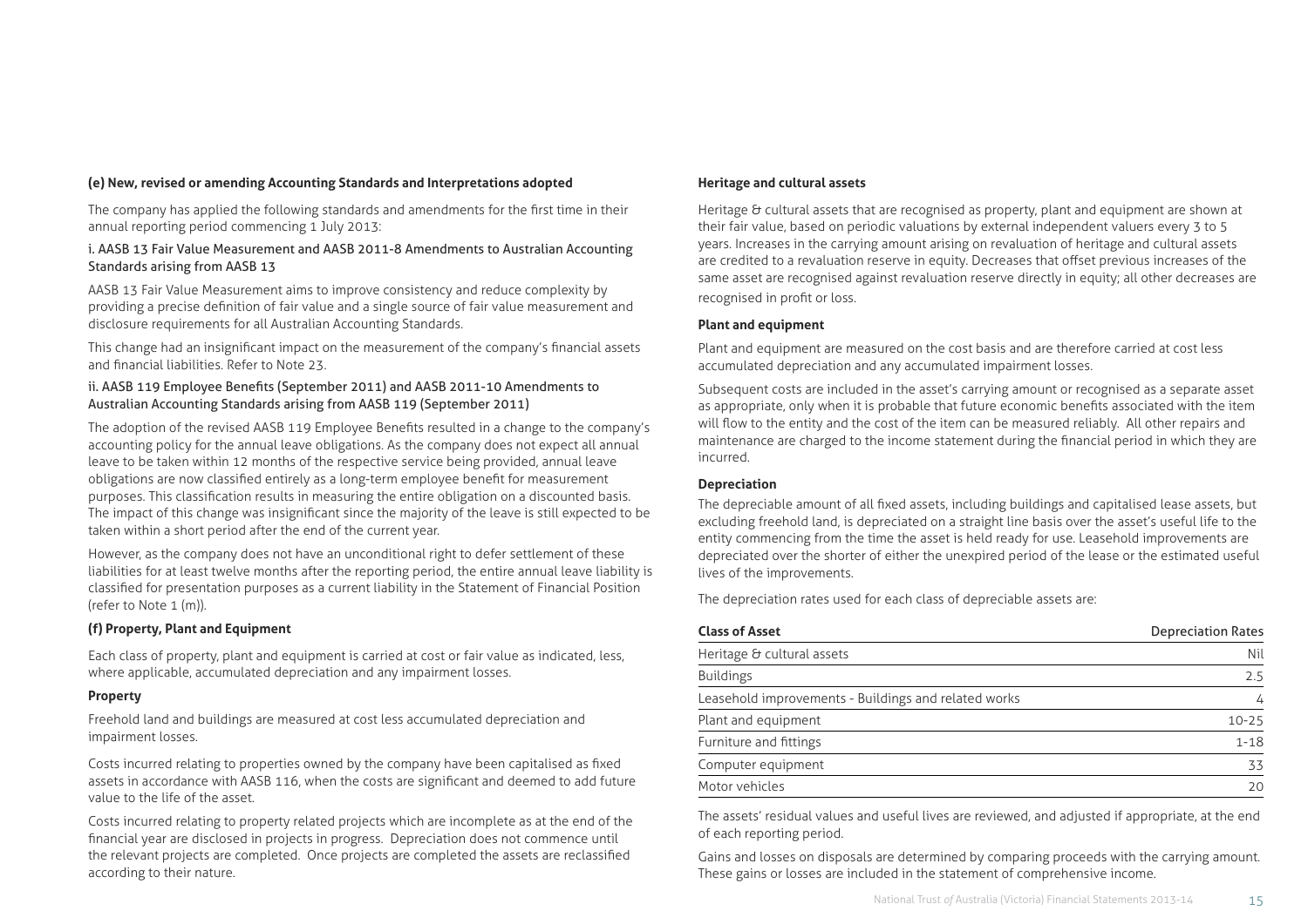### (e) New, revised or amending Accounting Standards and Interpretations adopted

The company has applied the following standards and amendments for the first time in their annual reporting period commencing 1 July 2013:

i. AASB 13 Fair Value Measurement and AASB 2011-8 Amendments to Australian Accounting Standards arising from AASB 13

AASB 13 Fair Value Measurement aims to improve consistency and reduce complexity by providing a precise definition of fair value and a single source of fair value measurement and disclosure requirements for all Australian Accounting Standards.

This change had an insignificant impact on the measurement of the company's financial assets and financial liabilities. Refer to Note 23.

ii. AASB 119 Employee Benefits (September 2011) and AASB 2011-10 Amendments to Australian Accounting Standards arising from AASB 119 (September 2011)

The adoption of the revised AASB 119 Employee Benefits resulted in a change to the company's accounting policy for the annual leave obligations. As the company does not expect all annual leave to be taken within 12 months of the respective service being provided, annual leave obligations are now classified entirely as a long-term employee benefit for measurement purposes. This classification results in measuring the entire obligation on a discounted basis. The impact of this change was insignificant since the majority of the leave is still expected to be taken within a short period after the end of the current year.

However, as the company does not have an unconditional right to defer settlement of these liabilities for at least twelve months after the reporting period, the entire annual leave liability is classified for presentation purposes as a current liability in the Statement of Financial Position (refer to Note 1 (m)).

### (f) Property, Plant and Equipment

Each class of property, plant and equipment is carried at cost or fair value as indicated, less, where applicable, accumulated depreciation and any impairment losses.

**Property**

Freehold land and buildings are measured at cost less accumulated depreciation and impairment losses.

Costs incurred relating to properties owned by the company have been capitalised as fixed assets in accordance with AASB 116, when the costs are significant and deemed to add future value to the life of the asset.

Costs incurred relating to property related projects which are incomplete as at the end of the financial year are disclosed in projects in progress. Depreciation does not commence until the relevant projects are completed. Once projects are completed the assets are reclassified according to their nature.

**Heritage and cultural assets**

Heritage & cultural assets that are recognised as property, plant and equipment are shown at their fair value, based on periodic valuations by external independent valuers every 3 to 5 years. Increases in the carrying amount arising on revaluation of heritage and cultural assets are credited to a revaluation reserve in equity. Decreases that offset previous increases of the same asset are recognised against revaluation reserve directly in equity; all other decreases are recognised in profit or loss.

**Plant and equipment**

Plant and equipment are measured on the cost basis and are therefore carried at cost less accumulated depreciation and any accumulated impairment losses.

Subsequent costs are included in the asset's carrying amount or recognised as a separate asset as appropriate, only when it is probable that future economic benefits associated with the item will flow to the entity and the cost of the item can be measured reliably. All other repairs and maintenance are charged to the income statement during the financial period in which they are incurred.

**Depreciation**

The depreciable amount of all fixed assets, including buildings and capitalised lease assets, but excluding freehold land, is depreciated on a straight line basis over the asset's useful life to the entity commencing from the time the asset is held ready for use. Leasehold improvements are depreciated over the shorter of either the unexpired period of the lease or the estimated useful lives of the improvements.

The depreciation rates used for each class of depreciable assets are:

| Class of Asset | Depreciation Rates |
|---|---|
| Heritage & cultural assets | Nil |
| Buildings | 2.5 |
| Leasehold improvements - Buildings and related works | 4 |
| Plant and equipment | 10-25 |
| Furniture and fittings | 1-18 |
| Computer equipment | 33 |
| Motor vehicles | 20 |

The assets' residual values and useful lives are reviewed, and adjusted if appropriate, at the end of each reporting period.

Gains and losses on disposals are determined by comparing proceeds with the carrying amount. These gains or losses are included in the statement of comprehensive income.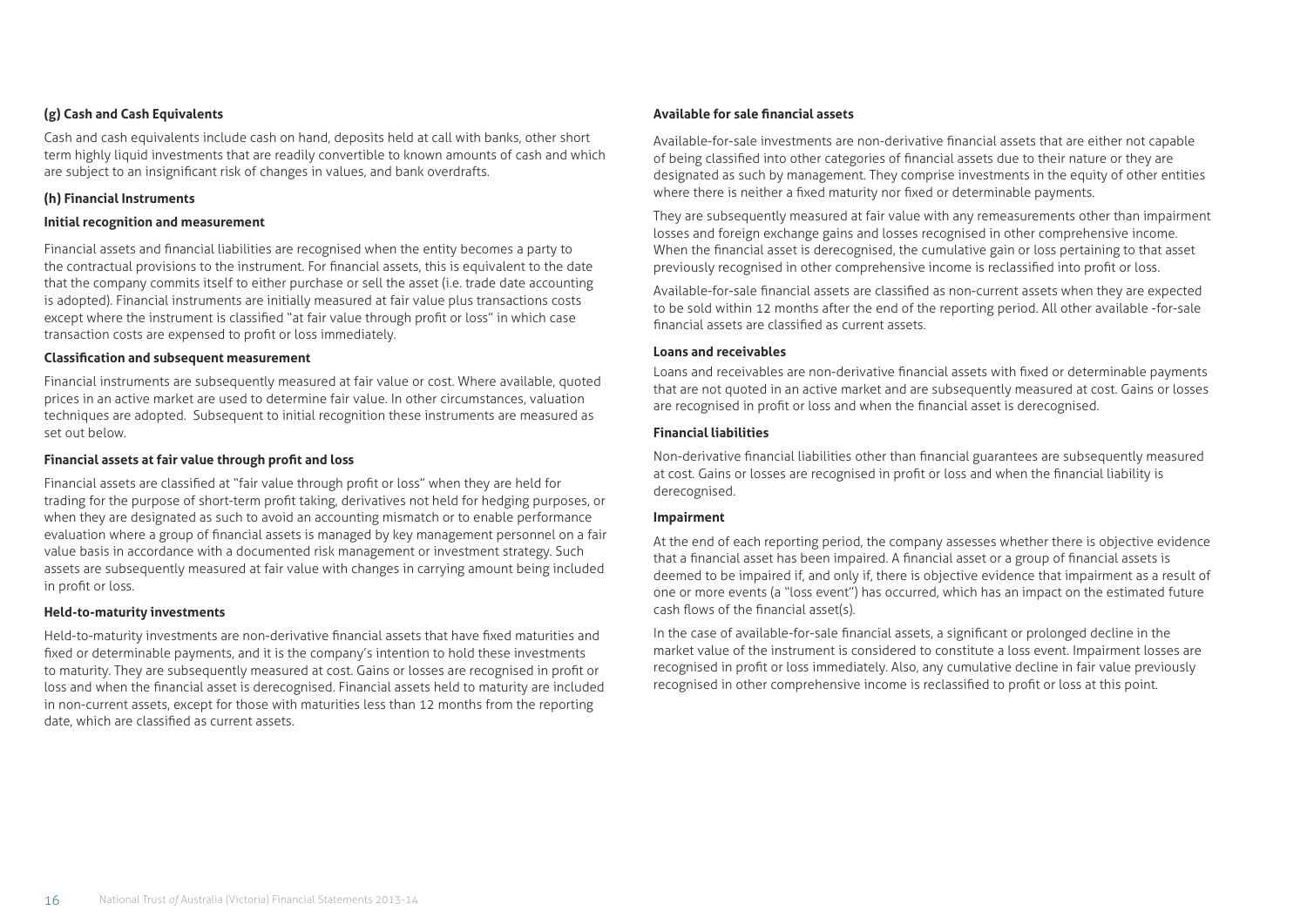### (g) Cash and Cash Equivalents

Cash and cash equivalents include cash on hand, deposits held at call with banks, other short term highly liquid investments that are readily convertible to known amounts of cash and which are subject to an insignificant risk of changes in values, and bank overdrafts.

### (h) Financial Instruments

#### Initial recognition and measurement

Financial assets and financial liabilities are recognised when the entity becomes a party to the contractual provisions to the instrument. For financial assets, this is equivalent to the date that the company commits itself to either purchase or sell the asset (i.e. trade date accounting is adopted). Financial instruments are initially measured at fair value plus transactions costs except where the instrument is classified "at fair value through profit or loss" in which case transaction costs are expensed to profit or loss immediately.

#### Classification and subsequent measurement

Financial instruments are subsequently measured at fair value or cost. Where available, quoted prices in an active market are used to determine fair value. In other circumstances, valuation techniques are adopted. Subsequent to initial recognition these instruments are measured as set out below.

#### Financial assets at fair value through profit and loss

Financial assets are classified at "fair value through profit or loss" when they are held for trading for the purpose of short-term profit taking, derivatives not held for hedging purposes, or when they are designated as such to avoid an accounting mismatch or to enable performance evaluation where a group of financial assets is managed by key management personnel on a fair value basis in accordance with a documented risk management or investment strategy. Such assets are subsequently measured at fair value with changes in carrying amount being included in profit or loss.

#### Held-to-maturity investments

Held-to-maturity investments are non-derivative financial assets that have fixed maturities and fixed or determinable payments, and it is the company's intention to hold these investments to maturity. They are subsequently measured at cost. Gains or losses are recognised in profit or loss and when the financial asset is derecognised. Financial assets held to maturity are included in non-current assets, except for those with maturities less than 12 months from the reporting date, which are classified as current assets.

#### Available for sale financial assets

Available-for-sale investments are non-derivative financial assets that are either not capable of being classified into other categories of financial assets due to their nature or they are designated as such by management. They comprise investments in the equity of other entities where there is neither a fixed maturity nor fixed or determinable payments.

They are subsequently measured at fair value with any remeasurements other than impairment losses and foreign exchange gains and losses recognised in other comprehensive income. When the financial asset is derecognised, the cumulative gain or loss pertaining to that asset previously recognised in other comprehensive income is reclassified into profit or loss.

Available-for-sale financial assets are classified as non-current assets when they are expected to be sold within 12 months after the end of the reporting period. All other available -for-sale financial assets are classified as current assets.

#### Loans and receivables

Loans and receivables are non-derivative financial assets with fixed or determinable payments that are not quoted in an active market and are subsequently measured at cost. Gains or losses are recognised in profit or loss and when the financial asset is derecognised.

#### Financial liabilities

Non-derivative financial liabilities other than financial guarantees are subsequently measured at cost. Gains or losses are recognised in profit or loss and when the financial liability is derecognised.

#### Impairment

At the end of each reporting period, the company assesses whether there is objective evidence that a financial asset has been impaired. A financial asset or a group of financial assets is deemed to be impaired if, and only if, there is objective evidence that impairment as a result of one or more events (a "loss event") has occurred, which has an impact on the estimated future cash flows of the financial asset(s).

In the case of available-for-sale financial assets, a significant or prolonged decline in the market value of the instrument is considered to constitute a loss event. Impairment losses are recognised in profit or loss immediately. Also, any cumulative decline in fair value previously recognised in other comprehensive income is reclassified to profit or loss at this point.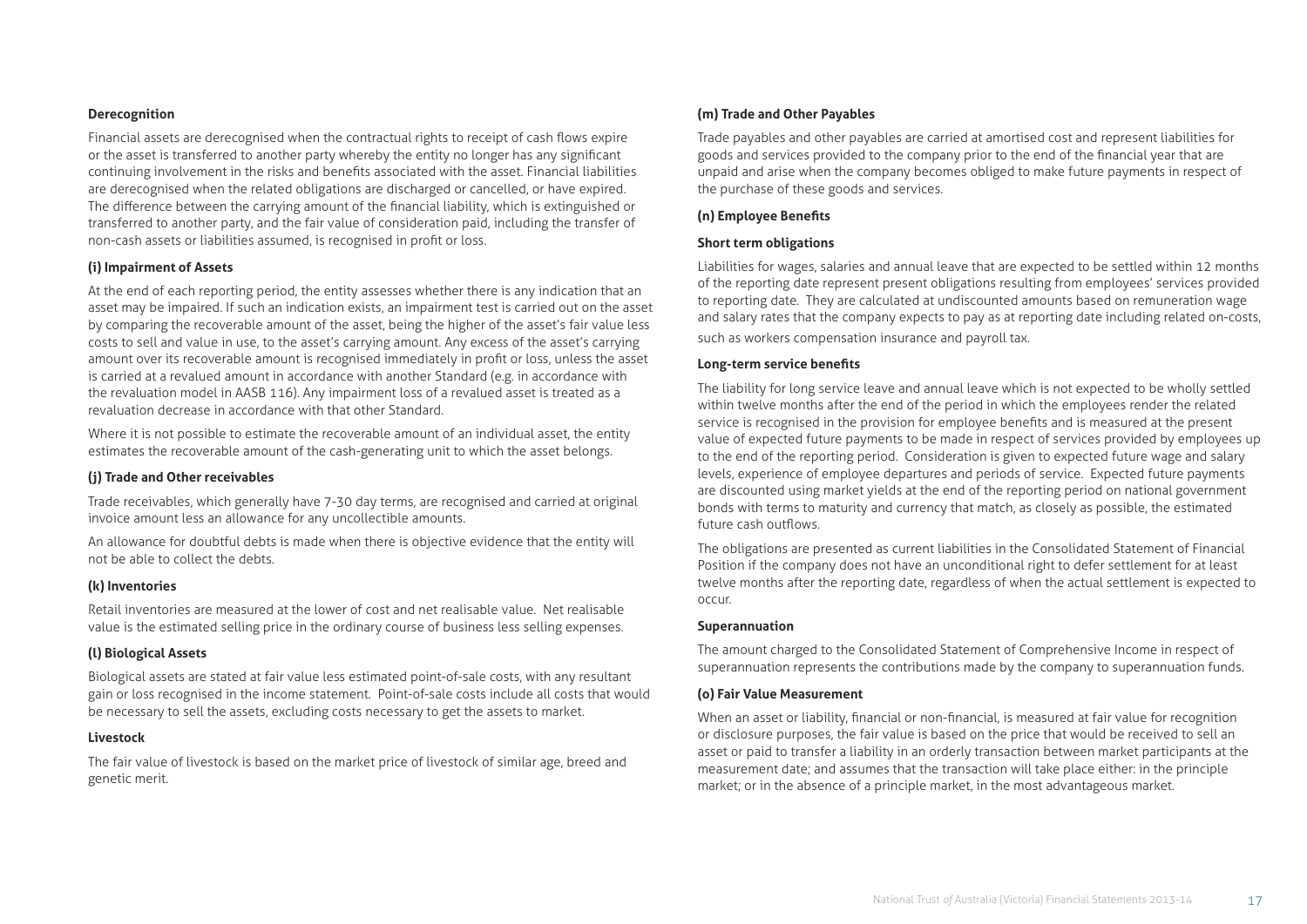**Derecognition**

Financial assets are derecognised when the contractual rights to receipt of cash flows expire or the asset is transferred to another party whereby the entity no longer has any significant continuing involvement in the risks and benefits associated with the asset. Financial liabilities are derecognised when the related obligations are discharged or cancelled, or have expired. The difference between the carrying amount of the financial liability, which is extinguished or transferred to another party, and the fair value of consideration paid, including the transfer of non-cash assets or liabilities assumed, is recognised in profit or loss.

**(i) Impairment of Assets**

At the end of each reporting period, the entity assesses whether there is any indication that an asset may be impaired. If such an indication exists, an impairment test is carried out on the asset by comparing the recoverable amount of the asset, being the higher of the asset's fair value less costs to sell and value in use, to the asset's carrying amount. Any excess of the asset's carrying amount over its recoverable amount is recognised immediately in profit or loss, unless the asset is carried at a revalued amount in accordance with another Standard (e.g. in accordance with the revaluation model in AASB 116). Any impairment loss of a revalued asset is treated as a revaluation decrease in accordance with that other Standard.

Where it is not possible to estimate the recoverable amount of an individual asset, the entity estimates the recoverable amount of the cash-generating unit to which the asset belongs.

**(j) Trade and Other receivables**

Trade receivables, which generally have 7-30 day terms, are recognised and carried at original invoice amount less an allowance for any uncollectible amounts.

An allowance for doubtful debts is made when there is objective evidence that the entity will not be able to collect the debts.

**(k) Inventories**

Retail inventories are measured at the lower of cost and net realisable value. Net realisable value is the estimated selling price in the ordinary course of business less selling expenses.

**(l) Biological Assets**

Biological assets are stated at fair value less estimated point-of-sale costs, with any resultant gain or loss recognised in the income statement. Point-of-sale costs include all costs that would be necessary to sell the assets, excluding costs necessary to get the assets to market.

**Livestock**

The fair value of livestock is based on the market price of livestock of similar age, breed and genetic merit.

**(m) Trade and Other Payables**

Trade payables and other payables are carried at amortised cost and represent liabilities for goods and services provided to the company prior to the end of the financial year that are unpaid and arise when the company becomes obliged to make future payments in respect of the purchase of these goods and services.

**(n) Employee Benefits**

**Short term obligations**

Liabilities for wages, salaries and annual leave that are expected to be settled within 12 months of the reporting date represent present obligations resulting from employees' services provided to reporting date. They are calculated at undiscounted amounts based on remuneration wage and salary rates that the company expects to pay as at reporting date including related on-costs, such as workers compensation insurance and payroll tax.

**Long-term service benefits**

The liability for long service leave and annual leave which is not expected to be wholly settled within twelve months after the end of the period in which the employees render the related service is recognised in the provision for employee benefits and is measured at the present value of expected future payments to be made in respect of services provided by employees up to the end of the reporting period. Consideration is given to expected future wage and salary levels, experience of employee departures and periods of service. Expected future payments are discounted using market yields at the end of the reporting period on national government bonds with terms to maturity and currency that match, as closely as possible, the estimated future cash outflows.

The obligations are presented as current liabilities in the Consolidated Statement of Financial Position if the company does not have an unconditional right to defer settlement for at least twelve months after the reporting date, regardless of when the actual settlement is expected to occur.

**Superannuation**

The amount charged to the Consolidated Statement of Comprehensive Income in respect of superannuation represents the contributions made by the company to superannuation funds.

**(o) Fair Value Measurement**

When an asset or liability, financial or non-financial, is measured at fair value for recognition or disclosure purposes, the fair value is based on the price that would be received to sell an asset or paid to transfer a liability in an orderly transaction between market participants at the measurement date; and assumes that the transaction will take place either: in the principle market; or in the absence of a principle market, in the most advantageous market.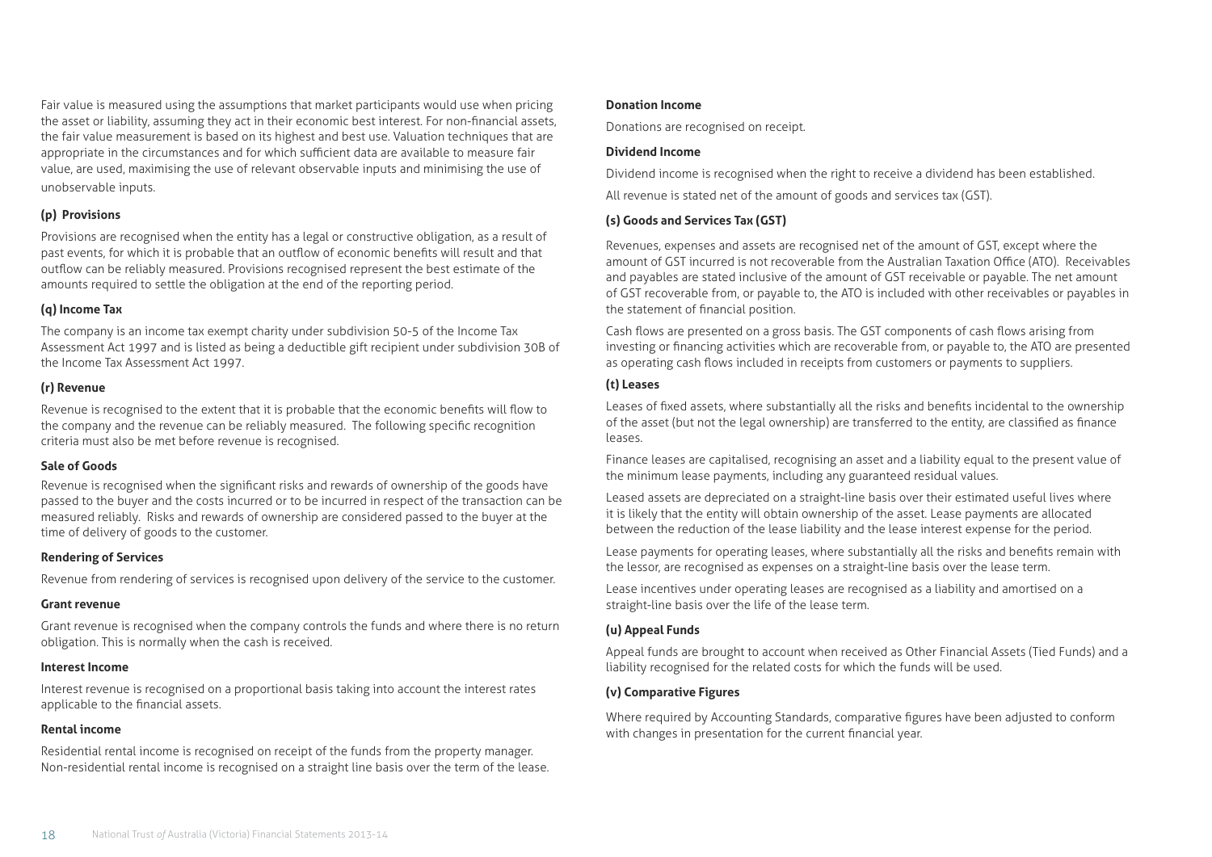Fair value is measured using the assumptions that market participants would use when pricing the asset or liability, assuming they act in their economic best interest. For non-financial assets, the fair value measurement is based on its highest and best use. Valuation techniques that are appropriate in the circumstances and for which sufficient data are available to measure fair value, are used, maximising the use of relevant observable inputs and minimising the use of unobservable inputs.

### (p) Provisions

Provisions are recognised when the entity has a legal or constructive obligation, as a result of past events, for which it is probable that an outflow of economic benefits will result and that outflow can be reliably measured. Provisions recognised represent the best estimate of the amounts required to settle the obligation at the end of the reporting period.

### (q) Income Tax

The company is an income tax exempt charity under subdivision 50-5 of the Income Tax Assessment Act 1997 and is listed as being a deductible gift recipient under subdivision 30B of the Income Tax Assessment Act 1997.

### (r) Revenue

Revenue is recognised to the extent that it is probable that the economic benefits will flow to the company and the revenue can be reliably measured. The following specific recognition criteria must also be met before revenue is recognised.

**Sale of Goods**

Revenue is recognised when the significant risks and rewards of ownership of the goods have passed to the buyer and the costs incurred or to be incurred in respect of the transaction can be measured reliably. Risks and rewards of ownership are considered passed to the buyer at the time of delivery of goods to the customer.

**Rendering of Services**

Revenue from rendering of services is recognised upon delivery of the service to the customer.

**Grant revenue**

Grant revenue is recognised when the company controls the funds and where there is no return obligation. This is normally when the cash is received.

**Interest Income**

Interest revenue is recognised on a proportional basis taking into account the interest rates applicable to the financial assets.

**Rental income**

Residential rental income is recognised on receipt of the funds from the property manager. Non-residential rental income is recognised on a straight line basis over the term of the lease.

**Donation Income**

Donations are recognised on receipt.

**Dividend Income**

Dividend income is recognised when the right to receive a dividend has been established.

All revenue is stated net of the amount of goods and services tax (GST).

### (s) Goods and Services Tax (GST)

Revenues, expenses and assets are recognised net of the amount of GST, except where the amount of GST incurred is not recoverable from the Australian Taxation Office (ATO). Receivables and payables are stated inclusive of the amount of GST receivable or payable. The net amount of GST recoverable from, or payable to, the ATO is included with other receivables or payables in the statement of financial position.

Cash flows are presented on a gross basis. The GST components of cash flows arising from investing or financing activities which are recoverable from, or payable to, the ATO are presented as operating cash flows included in receipts from customers or payments to suppliers.

### (t) Leases

Leases of fixed assets, where substantially all the risks and benefits incidental to the ownership of the asset (but not the legal ownership) are transferred to the entity, are classified as finance leases.

Finance leases are capitalised, recognising an asset and a liability equal to the present value of the minimum lease payments, including any guaranteed residual values.

Leased assets are depreciated on a straight-line basis over their estimated useful lives where it is likely that the entity will obtain ownership of the asset. Lease payments are allocated between the reduction of the lease liability and the lease interest expense for the period.

Lease payments for operating leases, where substantially all the risks and benefits remain with the lessor, are recognised as expenses on a straight-line basis over the lease term.

Lease incentives under operating leases are recognised as a liability and amortised on a straight-line basis over the life of the lease term.

### (u) Appeal Funds

Appeal funds are brought to account when received as Other Financial Assets (Tied Funds) and a liability recognised for the related costs for which the funds will be used.

### (v) Comparative Figures

Where required by Accounting Standards, comparative figures have been adjusted to conform with changes in presentation for the current financial year.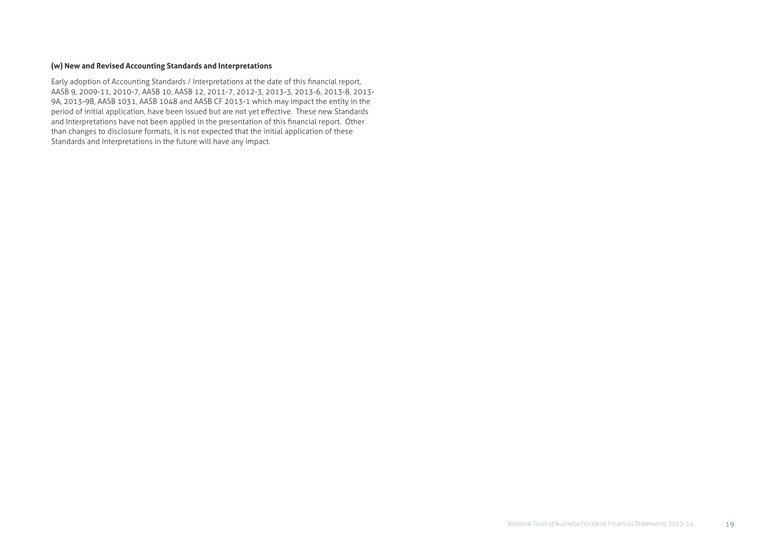**(w) New and Revised Accounting Standards and Interpretations**

Early adoption of Accounting Standards / Interpretations at the date of this financial report, AASB 9, 2009-11, 2010-7, AASB 10, AASB 12, 2011-7, 2012-3, 2013-3, 2013-6, 2013-8, 2013-9A, 2013-9B, AASB 1031, AASB 1048 and AASB CF 2013-1 which may impact the entity in the period of initial application, have been issued but are not yet effective. These new Standards and Interpretations have not been applied in the presentation of this financial report. Other than changes to disclosure formats, it is not expected that the initial application of these Standards and Interpretations in the future will have any impact.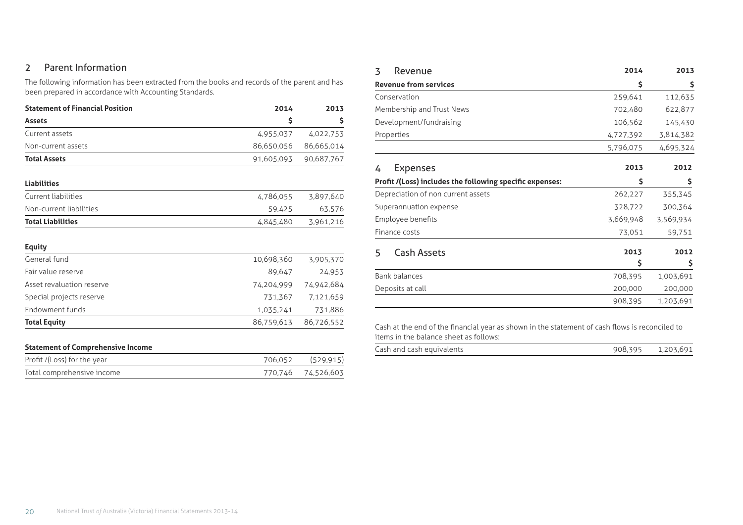## 2 Parent Information

The following information has been extracted from the books and records of the parent and has been prepared in accordance with Accounting Standards.

| **Statement of Financial Position** | **2014** | **2013** |
|---|---|---|
| **Assets** | **$** | **$** |
| Current assets | 4,955,037 | 4,022,753 |
| Non-current assets | 86,650,056 | 86,665,014 |
| **Total Assets** | 91,605,093 | 90,687,767 |
| | | |
| **Liabilities** | | |
| Current liabilities | 4,786,055 | 3,897,640 |
| Non-current liabilities | 59,425 | 63,576 |
| **Total Liabilities** | 4,845,480 | 3,961,216 |
| | | |
| **Equity** | | |
| General fund | 10,698,360 | 3,905,370 |
| Fair value reserve | 89,647 | 24,953 |
| Asset revaluation reserve | 74,204,999 | 74,942,684 |
| Special projects reserve | 731,367 | 7,121,659 |
| Endowment funds | 1,035,241 | 731,886 |
| **Total Equity** | 86,759,613 | 86,726,552 |

| **Statement of Comprehensive Income** | | |
|---|---|---|
| Profit /(Loss) for the year | 706,052 | (529,915) |
| Total comprehensive income | 770,746 | 74,526,603 |

## 3 Revenue

| | **2014** | **2013** |
|---|---|---|
| **Revenue from services** | **$** | **$** |
| Conservation | 259,641 | 112,635 |
| Membership and Trust News | 702,480 | 622,877 |
| Development/fundraising | 106,562 | 145,430 |
| Properties | 4,727,392 | 3,814,382 |
| | 5,796,075 | 4,695,324 |

## 4 Expenses

| | **2013** | **2012** |
|---|---|---|
| **Profit /(Loss) includes the following specific expenses:** | **$** | **$** |
| Depreciation of non current assets | 262,227 | 355,345 |
| Superannuation expense | 328,722 | 300,364 |
| Employee benefits | 3,669,948 | 3,569,934 |
| Finance costs | 73,051 | 59,751 |

## 5 Cash Assets

| | **2013** | **2012** |
|---|---|---|
| | **$** | **$** |
| Bank balances | 708,395 | 1,003,691 |
| Deposits at call | 200,000 | 200,000 |
| | 908,395 | 1,203,691 |

Cash at the end of the financial year as shown in the statement of cash flows is reconciled to items in the balance sheet as follows:

| | | |
|---|---|---|
| Cash and cash equivalents | 908,395 | 1,203,691 |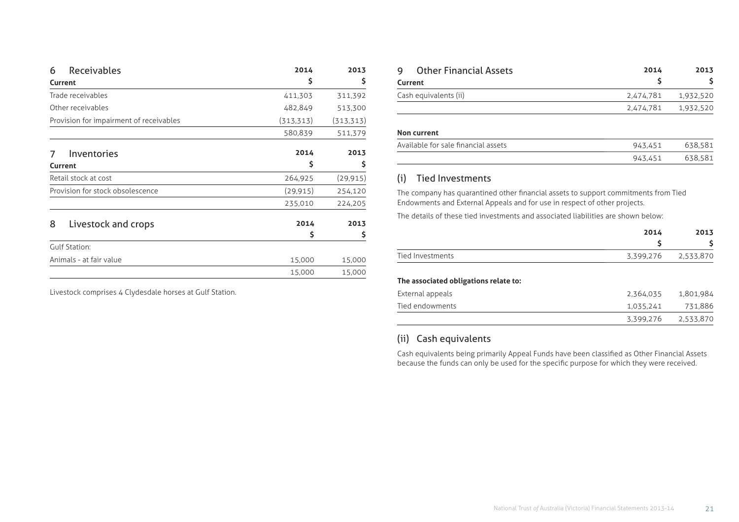## 6 Receivables

| Current | 2014 $ | 2013 $ |
|---|---|---|
| Trade receivables | 411,303 | 311,392 |
| Other receivables | 482,849 | 513,300 |
| Provision for impairment of receivables | (313,313) | (313,313) |
| | 580,839 | 511,379 |

## 7 Inventories

| Current | 2014 $ | 2013 $ |
|---|---|---|
| Retail stock at cost | 264,925 | (29,915) |
| Provision for stock obsolescence | (29,915) | 254,120 |
| | 235,010 | 224,205 |

## 8 Livestock and crops

| | 2014 $ | 2013 $ |
|---|---|---|
| Gulf Station: | | |
| Animals - at fair value | 15,000 | 15,000 |
| | 15,000 | 15,000 |

Livestock comprises 4 Clydesdale horses at Gulf Station.

## 9 Other Financial Assets

| Current | 2014 $ | 2013 $ |
|---|---|---|
| Cash equivalents (ii) | 2,474,781 | 1,932,520 |
| | 2,474,781 | 1,932,520 |
| **Non current** | | |
| Available for sale financial assets | 943,451 | 638,581 |
| | 943,451 | 638,581 |

### (i) Tied Investments

The company has quarantined other financial assets to support commitments from Tied Endowments and External Appeals and for use in respect of other projects.

The details of these tied investments and associated liabilities are shown below:

| | 2014 $ | 2013 $ |
|---|---|---|
| Tied Investments | 3,399,276 | 2,533,870 |
| **The associated obligations relate to:** | | |
| External appeals | 2,364,035 | 1,801,984 |
| Tied endowments | 1,035,241 | 731,886 |
| | 3,399,276 | 2,533,870 |

### (ii) Cash equivalents

Cash equivalents being primarily Appeal Funds have been classified as Other Financial Assets because the funds can only be used for the specific purpose for which they were received.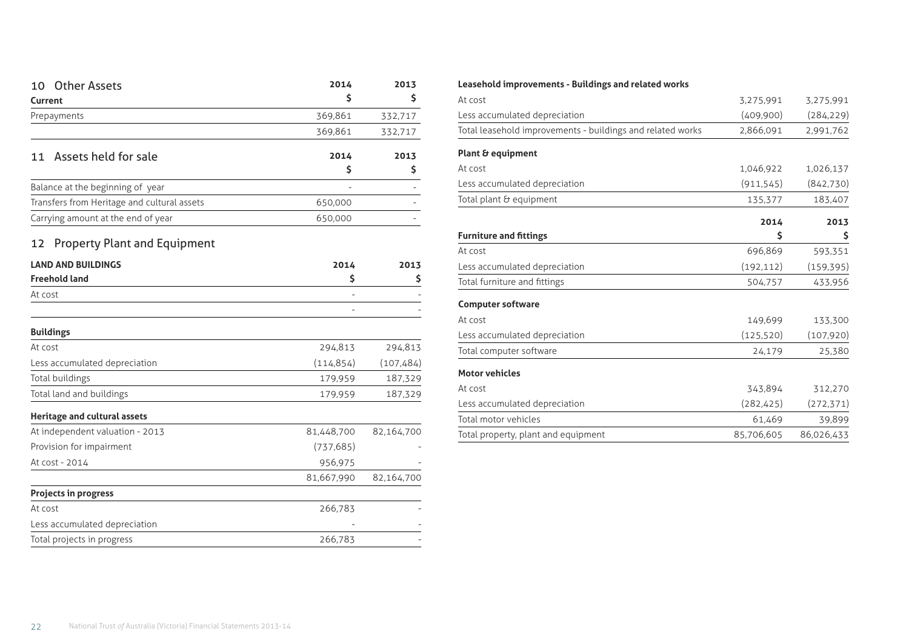## 10 Other Assets

| Current | 2014 $ | 2013 $ |
|---|---|---|
| Prepayments | 369,861 | 332,717 |
| | 369,861 | 332,717 |

## 11 Assets held for sale

| | 2014 $ | 2013 $ |
|---|---|---|
| Balance at the beginning of year | - | - |
| Transfers from Heritage and cultural assets | 650,000 | - |
| Carrying amount at the end of year | 650,000 | - |

## 12 Property Plant and Equipment

| LAND AND BUILDINGS | 2014 | 2013 |
|---|---|---|
| **Freehold land** | **$** | **$** |
| At cost | - | - |
| | - | - |
| **Buildings** | | |
| At cost | 294,813 | 294,813 |
| Less accumulated depreciation | (114,854) | (107,484) |
| Total buildings | 179,959 | 187,329 |
| Total land and buildings | 179,959 | 187,329 |
| **Heritage and cultural assets** | | |
| At independent valuation - 2013 | 81,448,700 | 82,164,700 |
| Provision for impairment | (737,685) | - |
| At cost - 2014 | 956,975 | - |
| | 81,667,990 | 82,164,700 |
| **Projects in progress** | | |
| At cost | 266,783 | - |
| Less accumulated depreciation | - | - |
| Total projects in progress | 266,783 | - |

| **Leasehold improvements - Buildings and related works** | | |
|---|---|---|
| At cost | 3,275,991 | 3,275,991 |
| Less accumulated depreciation | (409,900) | (284,229) |
| Total leasehold improvements - buildings and related works | 2,866,091 | 2,991,762 |
| **Plant & equipment** | | |
| At cost | 1,046,922 | 1,026,137 |
| Less accumulated depreciation | (911,545) | (842,730) |
| Total plant & equipment | 135,377 | 183,407 |

| **Furniture and fittings** | 2014 $ | 2013 $ |
|---|---|---|
| At cost | 696,869 | 593,351 |
| Less accumulated depreciation | (192,112) | (159,395) |
| Total furniture and fittings | 504,757 | 433,956 |
| **Computer software** | | |
| At cost | 149,699 | 133,300 |
| Less accumulated depreciation | (125,520) | (107,920) |
| Total computer software | 24,179 | 25,380 |
| **Motor vehicles** | | |
| At cost | 343,894 | 312,270 |
| Less accumulated depreciation | (282,425) | (272,371) |
| Total motor vehicles | 61,469 | 39,899 |
| Total property, plant and equipment | 85,706,605 | 86,026,433 |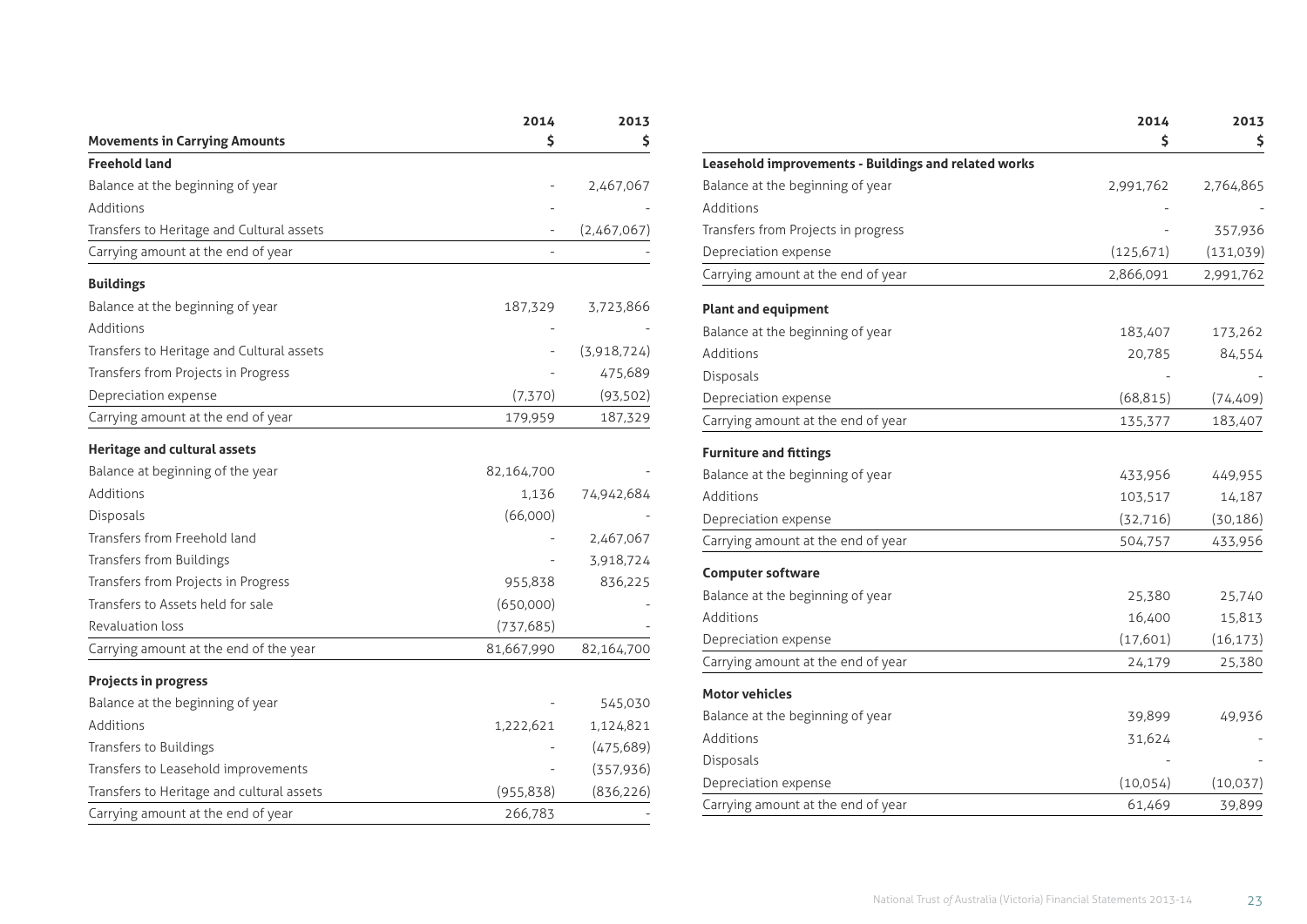| Movements in Carrying Amounts | 2014 $ | 2013 $ |
|---|---|---|
| **Freehold land** | | |
| Balance at the beginning of year | - | 2,467,067 |
| Additions | - | - |
| Transfers to Heritage and Cultural assets | - | (2,467,067) |
| Carrying amount at the end of year | - | - |
| **Buildings** | | |
| Balance at the beginning of year | 187,329 | 3,723,866 |
| Additions | - | - |
| Transfers to Heritage and Cultural assets | - | (3,918,724) |
| Transfers from Projects in Progress | - | 475,689 |
| Depreciation expense | (7,370) | (93,502) |
| Carrying amount at the end of year | 179,959 | 187,329 |
| **Heritage and cultural assets** | | |
| Balance at beginning of the year | 82,164,700 | - |
| Additions | 1,136 | 74,942,684 |
| Disposals | (66,000) | - |
| Transfers from Freehold land | - | 2,467,067 |
| Transfers from Buildings | - | 3,918,724 |
| Transfers from Projects in Progress | 955,838 | 836,225 |
| Transfers to Assets held for sale | (650,000) | - |
| Revaluation loss | (737,685) | - |
| Carrying amount at the end of the year | 81,667,990 | 82,164,700 |
| **Projects in progress** | | |
| Balance at the beginning of year | - | 545,030 |
| Additions | 1,222,621 | 1,124,821 |
| Transfers to Buildings | - | (475,689) |
| Transfers to Leasehold improvements | - | (357,936) |
| Transfers to Heritage and cultural assets | (955,838) | (836,226) |
| Carrying amount at the end of year | 266,783 | - |

| | 2014 $ | 2013 $ |
|---|---|---|
| **Leasehold improvements - Buildings and related works** | | |
| Balance at the beginning of year | 2,991,762 | 2,764,865 |
| Additions | - | - |
| Transfers from Projects in progress | - | 357,936 |
| Depreciation expense | (125,671) | (131,039) |
| Carrying amount at the end of year | 2,866,091 | 2,991,762 |
| **Plant and equipment** | | |
| Balance at the beginning of year | 183,407 | 173,262 |
| Additions | 20,785 | 84,554 |
| Disposals | - | - |
| Depreciation expense | (68,815) | (74,409) |
| Carrying amount at the end of year | 135,377 | 183,407 |
| **Furniture and fittings** | | |
| Balance at the beginning of year | 433,956 | 449,955 |
| Additions | 103,517 | 14,187 |
| Depreciation expense | (32,716) | (30,186) |
| Carrying amount at the end of year | 504,757 | 433,956 |
| **Computer software** | | |
| Balance at the beginning of year | 25,380 | 25,740 |
| Additions | 16,400 | 15,813 |
| Depreciation expense | (17,601) | (16,173) |
| Carrying amount at the end of year | 24,179 | 25,380 |
| **Motor vehicles** | | |
| Balance at the beginning of year | 39,899 | 49,936 |
| Additions | 31,624 | - |
| Disposals | - | - |
| Depreciation expense | (10,054) | (10,037) |
| Carrying amount at the end of year | 61,469 | 39,899 |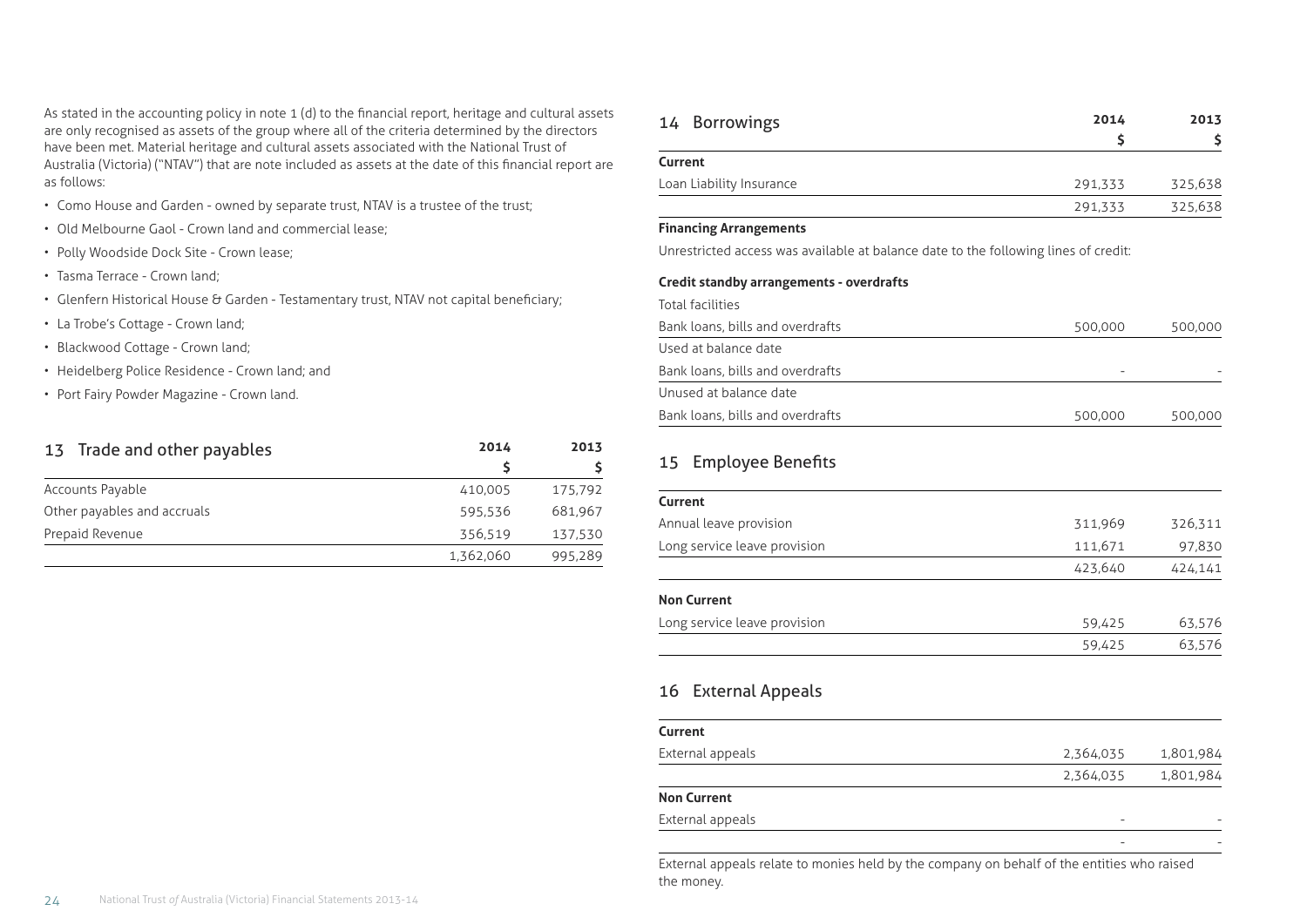As stated in the accounting policy in note 1 (d) to the financial report, heritage and cultural assets are only recognised as assets of the group where all of the criteria determined by the directors have been met. Material heritage and cultural assets associated with the National Trust of Australia (Victoria) ("NTAV") that are note included as assets at the date of this financial report are as follows:

- Como House and Garden - owned by separate trust, NTAV is a trustee of the trust;
- Old Melbourne Gaol - Crown land and commercial lease;
- Polly Woodside Dock Site - Crown lease;
- Tasma Terrace - Crown land;
- Glenfern Historical House & Garden - Testamentary trust, NTAV not capital beneficiary;
- La Trobe's Cottage - Crown land;
- Blackwood Cottage - Crown land;
- Heidelberg Police Residence - Crown land; and
- Port Fairy Powder Magazine - Crown land.

## 13 Trade and other payables

| | 2014 $ | 2013 $ |
|---|---|---|
| Accounts Payable | 410,005 | 175,792 |
| Other payables and accruals | 595,536 | 681,967 |
| Prepaid Revenue | 356,519 | 137,530 |
| | 1,362,060 | 995,289 |

## 14 Borrowings

| | 2014 $ | 2013 $ |
|---|---|---|
| **Current** | | |
| Loan Liability Insurance | 291,333 | 325,638 |
| | 291,333 | 325,638 |

**Financing Arrangements**

Unrestricted access was available at balance date to the following lines of credit:

| **Credit standby arrangements - overdrafts** | 2014 $ | 2013 $ |
|---|---|---|
| Total facilities | | |
| Bank loans, bills and overdrafts | 500,000 | 500,000 |
| Used at balance date | | |
| Bank loans, bills and overdrafts | - | - |
| Unused at balance date | | |
| Bank loans, bills and overdrafts | 500,000 | 500,000 |

## 15 Employee Benefits

| | 2014 $ | 2013 $ |
|---|---|---|
| **Current** | | |
| Annual leave provision | 311,969 | 326,311 |
| Long service leave provision | 111,671 | 97,830 |
| | 423,640 | 424,141 |
| **Non Current** | | |
| Long service leave provision | 59,425 | 63,576 |
| | 59,425 | 63,576 |

## 16 External Appeals

| | 2014 $ | 2013 $ |
|---|---|---|
| **Current** | | |
| External appeals | 2,364,035 | 1,801,984 |
| | 2,364,035 | 1,801,984 |
| **Non Current** | | |
| External appeals | - | - |
| | - | - |

External appeals relate to monies held by the company on behalf of the entities who raised the money.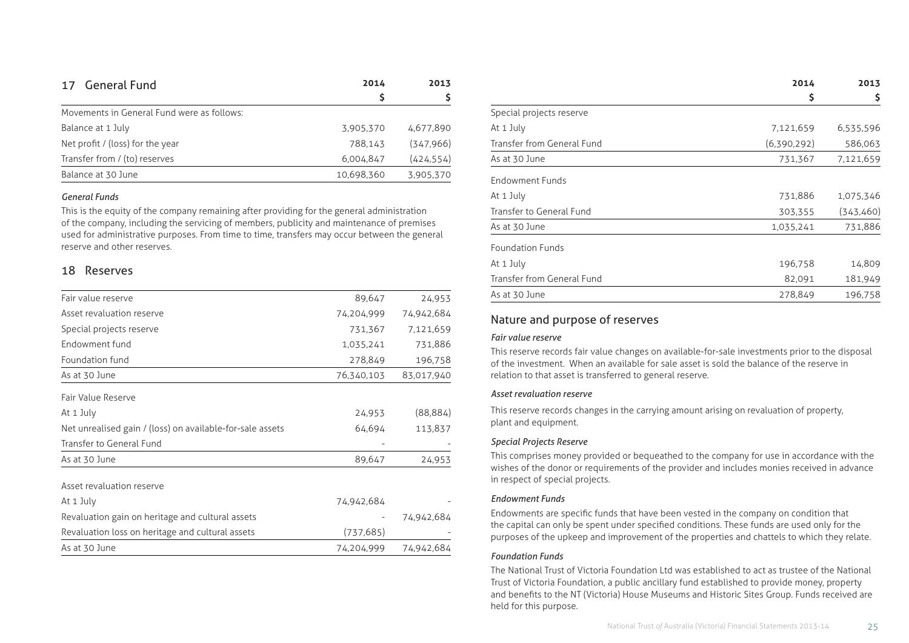## 17 General Fund

| | 2014 | 2013 |
|---|---|---|
| | $ | $ |
| Movements in General Fund were as follows: | | |
| Balance at 1 July | 3,905,370 | 4,677,890 |
| Net profit / (loss) for the year | 788,143 | (347,966) |
| Transfer from / (to) reserves | 6,004,847 | (424,554) |
| Balance at 30 June | 10,698,360 | 3,905,370 |

*General Funds*

This is the equity of the company remaining after providing for the general administration of the company, including the servicing of members, publicity and maintenance of premises used for administrative purposes. From time to time, transfers may occur between the general reserve and other reserves.

## 18 Reserves

| | 2014 | 2013 |
|---|---|---|
| | $ | $ |
| Fair value reserve | 89,647 | 24,953 |
| Asset revaluation reserve | 74,204,999 | 74,942,684 |
| Special projects reserve | 731,367 | 7,121,659 |
| Endowment fund | 1,035,241 | 731,886 |
| Foundation fund | 278,849 | 196,758 |
| As at 30 June | 76,340,103 | 83,017,940 |
| Fair Value Reserve | | |
| At 1 July | 24,953 | (88,884) |
| Net unrealised gain / (loss) on available-for-sale assets | 64,694 | 113,837 |
| Transfer to General Fund | - | - |
| As at 30 June | 89,647 | 24,953 |
| Asset revaluation reserve | | |
| At 1 July | 74,942,684 | - |
| Revaluation gain on heritage and cultural assets | - | 74,942,684 |
| Revaluation loss on heritage and cultural assets | (737,685) | - |
| As at 30 June | 74,204,999 | 74,942,684 |
| Special projects reserve | | |
| At 1 July | 7,121,659 | 6,535,596 |
| Transfer from General Fund | (6,390,292) | 586,063 |
| As at 30 June | 731,367 | 7,121,659 |
| Endowment Funds | | |
| At 1 July | 731,886 | 1,075,346 |
| Transfer to General Fund | 303,355 | (343,460) |
| As at 30 June | 1,035,241 | 731,886 |
| Foundation Funds | | |
| At 1 July | 196,758 | 14,809 |
| Transfer from General Fund | 82,091 | 181,949 |
| As at 30 June | 278,849 | 196,758 |

### Nature and purpose of reserves

*Fair value reserve*

This reserve records fair value changes on available-for-sale investments prior to the disposal of the investment. When an available for sale asset is sold the balance of the reserve in relation to that asset is transferred to general reserve.

*Asset revaluation reserve*

This reserve records changes in the carrying amount arising on revaluation of property, plant and equipment.

*Special Projects Reserve*

This comprises money provided or bequeathed to the company for use in accordance with the wishes of the donor or requirements of the provider and includes monies received in advance in respect of special projects.

*Endowment Funds*

Endowments are specific funds that have been vested in the company on condition that the capital can only be spent under specified conditions. These funds are used only for the purposes of the upkeep and improvement of the properties and chattels to which they relate.

*Foundation Funds*

The National Trust of Victoria Foundation Ltd was established to act as trustee of the National Trust of Victoria Foundation, a public ancillary fund established to provide money, property and benefits to the NT (Victoria) House Museums and Historic Sites Group. Funds received are held for this purpose.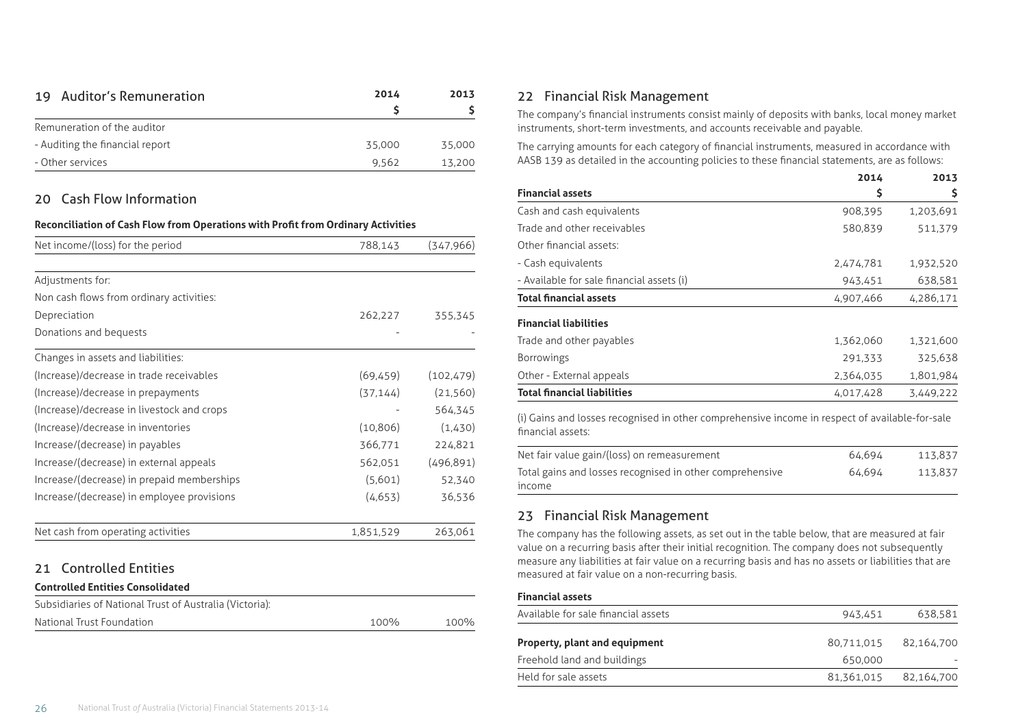## 19 Auditor's Remuneration

| | 2014 $ | 2013 $ |
|---|---|---|
| Remuneration of the auditor | | |
| - Auditing the financial report | 35,000 | 35,000 |
| - Other services | 9,562 | 13,200 |

## 20 Cash Flow Information

**Reconciliation of Cash Flow from Operations with Profit from Ordinary Activities**

| | 2014 | 2013 |
|---|---|---|
| Net income/(loss) for the period | 788,143 | (347,966) |
| Adjustments for: | | |
| Non cash flows from ordinary activities: | | |
| Depreciation | 262,227 | 355,345 |
| Donations and bequests | - | - |
| Changes in assets and liabilities: | | |
| (Increase)/decrease in trade receivables | (69,459) | (102,479) |
| (Increase)/decrease in prepayments | (37,144) | (21,560) |
| (Increase)/decrease in livestock and crops | - | 564,345 |
| (Increase)/decrease in inventories | (10,806) | (1,430) |
| Increase/(decrease) in payables | 366,771 | 224,821 |
| Increase/(decrease) in external appeals | 562,051 | (496,891) |
| Increase/(decrease) in prepaid memberships | (5,601) | 52,340 |
| Increase/(decrease) in employee provisions | (4,653) | 36,536 |
| Net cash from operating activities | 1,851,529 | 263,061 |

## 21 Controlled Entities

**Controlled Entities Consolidated**

| | 2014 | 2013 |
|---|---|---|
| Subsidiaries of National Trust of Australia (Victoria): | | |
| National Trust Foundation | 100% | 100% |

## 22 Financial Risk Management

The company's financial instruments consist mainly of deposits with banks, local money market instruments, short-term investments, and accounts receivable and payable.

The carrying amounts for each category of financial instruments, measured in accordance with AASB 139 as detailed in the accounting policies to these financial statements, are as follows:

| | 2014 $ | 2013 $ |
|---|---|---|
| **Financial assets** | | |
| Cash and cash equivalents | 908,395 | 1,203,691 |
| Trade and other receivables | 580,839 | 511,379 |
| Other financial assets: | | |
| - Cash equivalents | 2,474,781 | 1,932,520 |
| - Available for sale financial assets (i) | 943,451 | 638,581 |
| **Total financial assets** | 4,907,466 | 4,286,171 |
| **Financial liabilities** | | |
| Trade and other payables | 1,362,060 | 1,321,600 |
| Borrowings | 291,333 | 325,638 |
| Other - External appeals | 2,364,035 | 1,801,984 |
| **Total financial liabilities** | 4,017,428 | 3,449,222 |

(i) Gains and losses recognised in other comprehensive income in respect of available-for-sale financial assets:

| | 2014 | 2013 |
|---|---|---|
| Net fair value gain/(loss) on remeasurement | 64,694 | 113,837 |
| Total gains and losses recognised in other comprehensive income | 64,694 | 113,837 |

## 23 Financial Risk Management

The company has the following assets, as set out in the table below, that are measured at fair value on a recurring basis after their initial recognition. The company does not subsequently measure any liabilities at fair value on a recurring basis and has no assets or liabilities that are measured at fair value on a non-recurring basis.

| | 2014 | 2013 |
|---|---|---|
| **Financial assets** | | |
| Available for sale financial assets | 943,451 | 638,581 |
| **Property, plant and equipment** | 80,711,015 | 82,164,700 |
| Freehold land and buildings | 650,000 | - |
| Held for sale assets | 81,361,015 | 82,164,700 |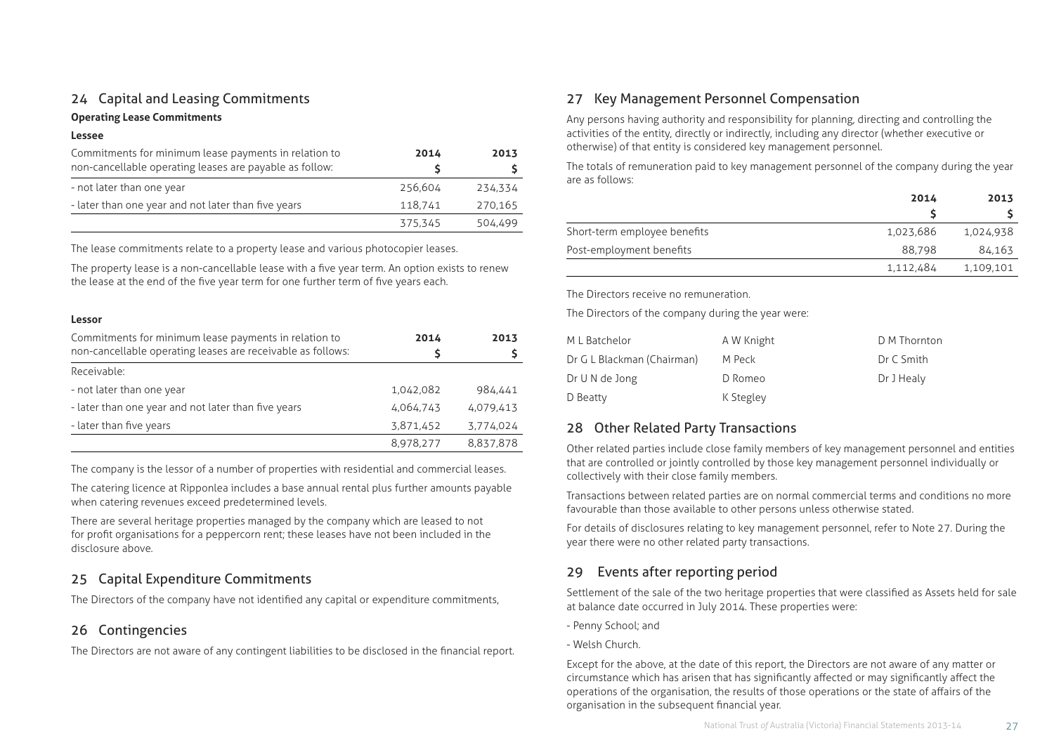## 24 Capital and Leasing Commitments

**Operating Lease Commitments**

**Lessee**

| Commitments for minimum lease payments in relation to non-cancellable operating leases are payable as follow: | 2014 $ | 2013 $ |
|---|---|---|
| - not later than one year | 256,604 | 234,334 |
| - later than one year and not later than five years | 118,741 | 270,165 |
| | 375,345 | 504,499 |

The lease commitments relate to a property lease and various photocopier leases.

The property lease is a non-cancellable lease with a five year term. An option exists to renew the lease at the end of the five year term for one further term of five years each.

**Lessor**

| Commitments for minimum lease payments in relation to non-cancellable operating leases are receivable as follows: | 2014 $ | 2013 $ |
|---|---|---|
| Receivable: | | |
| - not later than one year | 1,042,082 | 984,441 |
| - later than one year and not later than five years | 4,064,743 | 4,079,413 |
| - later than five years | 3,871,452 | 3,774,024 |
| | 8,978,277 | 8,837,878 |

The company is the lessor of a number of properties with residential and commercial leases.

The catering licence at Ripponlea includes a base annual rental plus further amounts payable when catering revenues exceed predetermined levels.

There are several heritage properties managed by the company which are leased to not for profit organisations for a peppercorn rent; these leases have not been included in the disclosure above.

## 25 Capital Expenditure Commitments

The Directors of the company have not identified any capital or expenditure commitments,

## 26 Contingencies

The Directors are not aware of any contingent liabilities to be disclosed in the financial report.

## 27 Key Management Personnel Compensation

Any persons having authority and responsibility for planning, directing and controlling the activities of the entity, directly or indirectly, including any director (whether executive or otherwise) of that entity is considered key management personnel.

The totals of remuneration paid to key management personnel of the company during the year are as follows:

| | 2014 $ | 2013 $ |
|---|---|---|
| Short-term employee benefits | 1,023,686 | 1,024,938 |
| Post-employment benefits | 88,798 | 84,163 |
| | 1,112,484 | 1,109,101 |

The Directors receive no remuneration.

The Directors of the company during the year were:

| | | |
|---|---|---|
| M L Batchelor | A W Knight | D M Thornton |
| Dr G L Blackman (Chairman) | M Peck | Dr C Smith |
| Dr U N de Jong | D Romeo | Dr J Healy |
| D Beatty | K Stegley | |

## 28 Other Related Party Transactions

Other related parties include close family members of key management personnel and entities that are controlled or jointly controlled by those key management personnel individually or collectively with their close family members.

Transactions between related parties are on normal commercial terms and conditions no more favourable than those available to other persons unless otherwise stated.

For details of disclosures relating to key management personnel, refer to Note 27. During the year there were no other related party transactions.

## 29 Events after reporting period

Settlement of the sale of the two heritage properties that were classified as Assets held for sale at balance date occurred in July 2014. These properties were:

- Penny School; and
- Welsh Church.

Except for the above, at the date of this report, the Directors are not aware of any matter or circumstance which has arisen that has significantly affected or may significantly affect the operations of the organisation, the results of those operations or the state of affairs of the organisation in the subsequent financial year.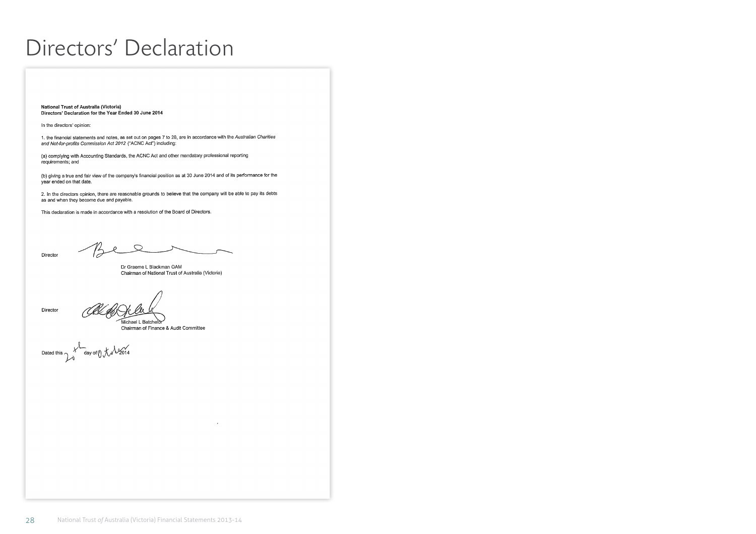# Directors' Declaration

**National Trust of Australia (Victoria)**
**Directors' Declaration for the Year Ended 30 June 2014**

In the directors' opinion:

1. the financial statements and notes, as set out on pages 7 to 28, are in accordance with the *Australian Charities and Not-for-profits Commission Act 2012* ("ACNC Act") including:

(a) complying with Accounting Standards, the ACNC Act and other mandatory professional reporting requirements; and

(b) giving a true and fair view of the company's financial position as at 30 June 2014 and of its performance for the year ended on that date.

2. In the directors opinion, there are reasonable grounds to believe that the company will be able to pay its debts as and when they become due and payable.

This declaration is made in accordance with a resolution of the Board of Directors.

Director

Dr Graeme L Blackman OAM
Chairman of National Trust of Australia (Victoria)

Director

Michael L Batchelor
Chairman of Finance & Audit Committee

Dated this 20th day of October 2014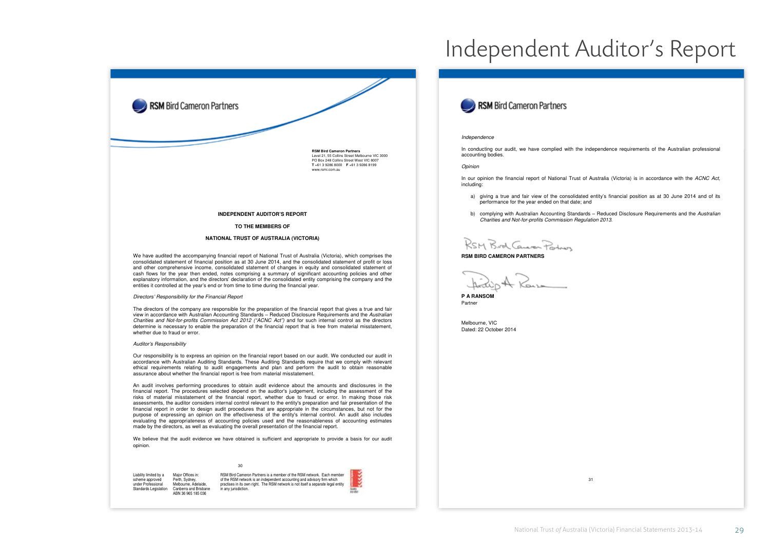# Independent Auditor's Report

RSM Bird Cameron Partners

**RSM Bird Cameron Partners**
Level 21, 55 Collins Street Melbourne VIC 3000
PO Box 248 Collins Street West VIC 8007
**T** +61 3 9286 8000 **F** +61 3 9286 8199
www.rsmi.com.au

**INDEPENDENT AUDITOR'S REPORT**

**TO THE MEMBERS OF**

**NATIONAL TRUST OF AUSTRALIA (VICTORIA)**

We have audited the accompanying financial report of National Trust of Australia (Victoria), which comprises the consolidated statement of financial position as at 30 June 2014, and the consolidated statement of profit or loss and other comprehensive income, consolidated statement of changes in equity and consolidated statement of cash flows for the year then ended, notes comprising a summary of significant accounting policies and other explanatory information, and the directors' declaration of the consolidated entity comprising the company and the entities it controlled at the year's end or from time to time during the financial year.

*Directors' Responsibility for the Financial Report*

The directors of the company are responsible for the preparation of the financial report that gives a true and fair view in accordance with Australian Accounting Standards – Reduced Disclosure Requirements and the *Australian Charities and Not-for-profits Commission Act 2012 ("ACNC Act")* and for such internal control as the directors determine is necessary to enable the preparation of the financial report that is free from material misstatement, whether due to fraud or error.

*Auditor's Responsibility*

Our responsibility is to express an opinion on the financial report based on our audit. We conducted our audit in accordance with Australian Auditing Standards. These Auditing Standards require that we comply with relevant ethical requirements relating to audit engagements and plan and perform the audit to obtain reasonable assurance about whether the financial report is free from material misstatement.

An audit involves performing procedures to obtain audit evidence about the amounts and disclosures in the financial report. The procedures selected depend on the auditor's judgement, including the assessment of the risks of material misstatement of the financial report, whether due to fraud or error. In making those risk assessments, the auditor considers internal control relevant to the entity's preparation and fair presentation of the financial report in order to design audit procedures that are appropriate in the circumstances, but not for the purpose of expressing an opinion on the effectiveness of the entity's internal control. An audit also includes evaluating the appropriateness of accounting policies used and the reasonableness of accounting estimates made by the directors, as well as evaluating the overall presentation of the financial report.

We believe that the audit evidence we have obtained is sufficient and appropriate to provide a basis for our audit opinion.

Liability limited by a scheme approved under Professional Standards Legislation

Major Offices in: Perth, Sydney, Melbourne, Adelaide, Canberra and Brisbane
ABN 36 965 185 036

RSM Bird Cameron Partners is a member of the RSM network. Each member of the RSM network is an independent accounting and advisory firm which practises in its own right. The RSM network is not itself a separate legal entity in any jurisdiction.

RSM Bird Cameron Partners

*Independence*

In conducting our audit, we have complied with the independence requirements of the Australian professional accounting bodies.

*Opinion*

In our opinion the financial report of National Trust of Australia (Victoria) is in accordance with the *ACNC Act*, including:

a) giving a true and fair view of the consolidated entity's financial position as at 30 June 2014 and of its performance for the year ended on that date; and

b) complying with Australian Accounting Standards – Reduced Disclosure Requirements and the *Australian Charities and Not-for-profits Commission Regulation 2013.*

**RSM BIRD CAMERON PARTNERS**

**P A RANSOM**
Partner

Melbourne, VIC
Dated: 22 October 2014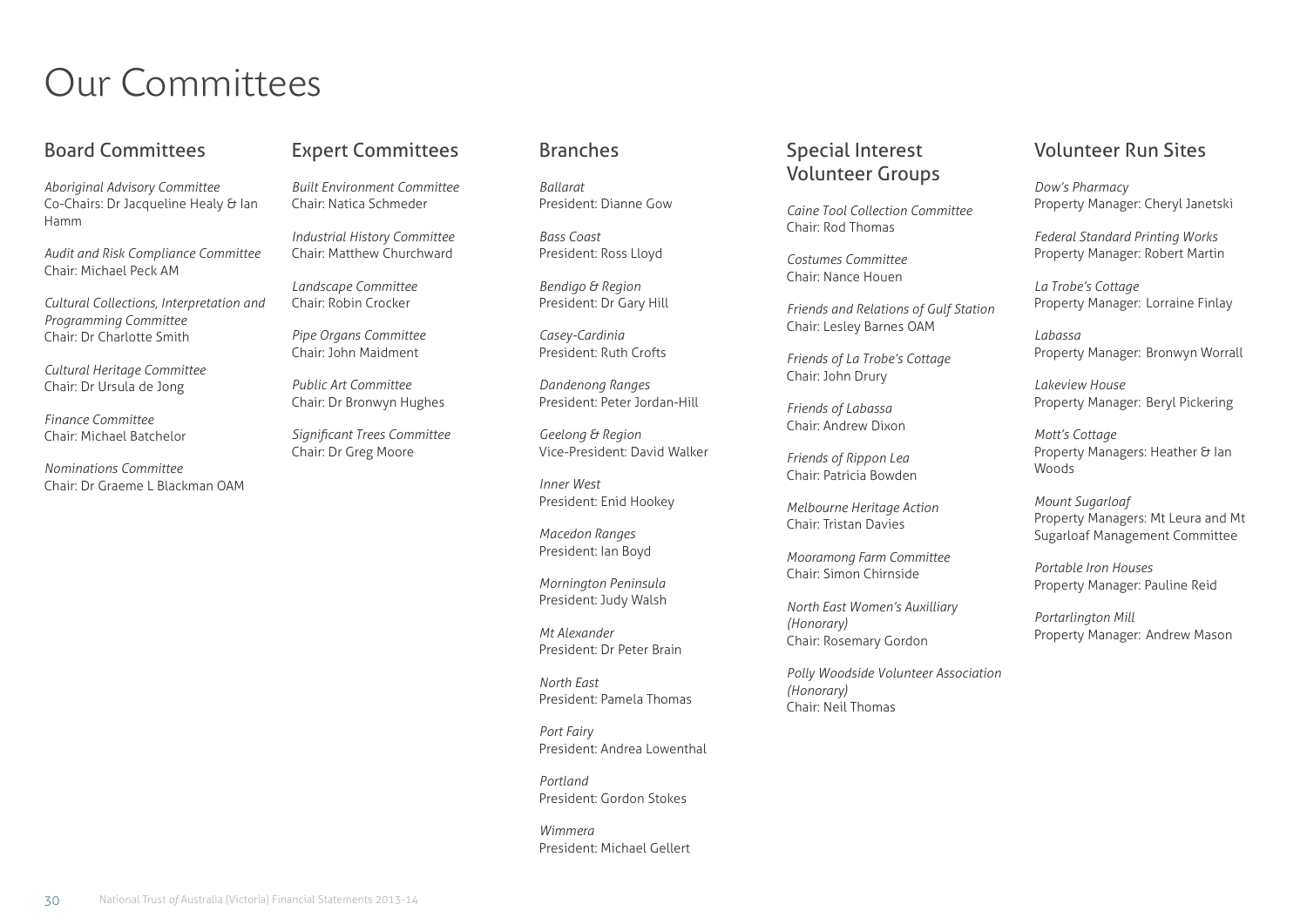# Our Committees

## Board Committees

*Aboriginal Advisory Committee*
Co-Chairs: Dr Jacqueline Healy & Ian Hamm

*Audit and Risk Compliance Committee*
Chair: Michael Peck AM

*Cultural Collections, Interpretation and Programming Committee*
Chair: Dr Charlotte Smith

*Cultural Heritage Committee*
Chair: Dr Ursula de Jong

*Finance Committee*
Chair: Michael Batchelor

*Nominations Committee*
Chair: Dr Graeme L Blackman OAM

## Expert Committees

*Built Environment Committee*
Chair: Natica Schmeder

*Industrial History Committee*
Chair: Matthew Churchward

*Landscape Committee*
Chair: Robin Crocker

*Pipe Organs Committee*
Chair: John Maidment

*Public Art Committee*
Chair: Dr Bronwyn Hughes

*Significant Trees Committee*
Chair: Dr Greg Moore

## Branches

*Ballarat*
President: Dianne Gow

*Bass Coast*
President: Ross Lloyd

*Bendigo & Region*
President: Dr Gary Hill

*Casey-Cardinia*
President: Ruth Crofts

*Dandenong Ranges*
President: Peter Jordan-Hill

*Geelong & Region*
Vice-President: David Walker

*Inner West*
President: Enid Hookey

*Macedon Ranges*
President: Ian Boyd

*Mornington Peninsula*
President: Judy Walsh

*Mt Alexander*
President: Dr Peter Brain

*North East*
President: Pamela Thomas

*Port Fairy*
President: Andrea Lowenthal

*Portland*
President: Gordon Stokes

*Wimmera*
President: Michael Gellert

## Special Interest Volunteer Groups

*Caine Tool Collection Committee*
Chair: Rod Thomas

*Costumes Committee*
Chair: Nance Houen

*Friends and Relations of Gulf Station*
Chair: Lesley Barnes OAM

*Friends of La Trobe's Cottage*
Chair: John Drury

*Friends of Labassa*
Chair: Andrew Dixon

*Friends of Rippon Lea*
Chair: Patricia Bowden

*Melbourne Heritage Action*
Chair: Tristan Davies

*Mooramong Farm Committee*
Chair: Simon Chirnside

*North East Women's Auxilliary (Honorary)*
Chair: Rosemary Gordon

*Polly Woodside Volunteer Association (Honorary)*
Chair: Neil Thomas

## Volunteer Run Sites

*Dow's Pharmacy*
Property Manager: Cheryl Janetski

*Federal Standard Printing Works*
Property Manager: Robert Martin

*La Trobe's Cottage*
Property Manager: Lorraine Finlay

*Labassa*
Property Manager: Bronwyn Worrall

*Lakeview House*
Property Manager: Beryl Pickering

*Mott's Cottage*
Property Managers: Heather & Ian Woods

*Mount Sugarloaf*
Property Managers: Mt Leura and Mt Sugarloaf Management Committee

*Portable Iron Houses*
Property Manager: Pauline Reid

*Portarlington Mill*
Property Manager: Andrew Mason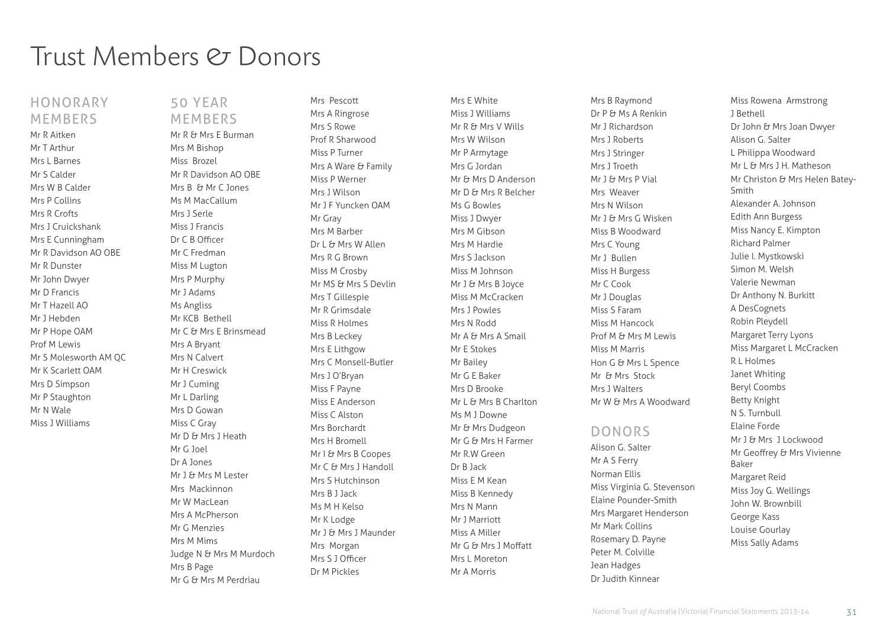# Trust Members & Donors

## HONORARY MEMBERS

Mr R Aitken
Mr T Arthur
Mrs L Barnes
Mr S Calder
Mrs W B Calder
Mrs P Collins
Mrs R Crofts
Mrs J Cruickshank
Mrs E Cunningham
Mr R Davidson AO OBE
Mr R Dunster
Mr John Dwyer
Mr D Francis
Mr T Hazell AO
Mr J Hebden
Mr P Hope OAM
Prof M Lewis
Mr S Molesworth AM QC
Mr K Scarlett OAM
Mrs D Simpson
Mr P Staughton
Mr N Wale
Miss J Williams

## 50 YEAR MEMBERS

Mr R & Mrs E Burman
Mrs M Bishop
Miss Brozel
Mr R Davidson AO OBE
Mrs B & Mr C Jones
Ms M MacCallum
Mrs J Serle
Miss J Francis
Dr C B Officer
Mr C Fredman
Miss M Lugton
Mrs P Murphy
Mr J Adams
Ms Angliss
Mr KCB Bethell
Mr C & Mrs E Brinsmead
Mrs A Bryant
Mrs N Calvert
Mr H Creswick
Mr J Cuming
Mr L Darling
Mrs D Gowan
Miss C Gray
Mr D & Mrs J Heath
Mr G Joel
Dr A Jones
Mr J & Mrs M Lester
Mrs Mackinnon
Mr W MacLean
Mrs A McPherson
Mr G Menzies
Mrs M Mims
Judge N & Mrs M Murdoch
Mrs B Page
Mr G & Mrs M Perdriau
Mrs Pescott
Mrs A Ringrose
Mrs S Rowe
Prof R Sharwood
Miss P Turner
Mrs A Ware & Family
Miss P Werner
Mrs J Wilson
Mr J F Yuncken OAM
Mr Gray
Mrs M Barber
Dr L & Mrs W Allen
Mrs R G Brown
Miss M Crosby
Mr MS & Mrs S Devlin
Mrs T Gillespie
Mr R Grimsdale
Miss R Holmes
Mrs B Leckey
Mrs E Lithgow
Mrs C Monsell-Butler
Mrs J O'Bryan
Miss F Payne
Miss E Anderson
Miss C Alston
Mrs Borchardt
Mrs H Bromell
Mr I & Mrs B Coopes
Mr C & Mrs J Handoll
Mrs S Hutchinson
Mrs B J Jack
Ms M H Kelso
Mr K Lodge
Mr J & Mrs J Maunder
Mrs Morgan
Mrs S J Officer
Dr M Pickles
Mrs E White
Miss J Williams
Mr R & Mrs V Wills
Mrs W Wilson
Mr P Armytage
Mrs G Jordan
Mr & Mrs D Anderson
Mr D & Mrs R Belcher
Ms G Bowles
Miss J Dwyer
Mrs M Gibson
Mrs M Hardie
Mrs S Jackson
Miss M Johnson
Mr J & Mrs B Joyce
Miss M McCracken
Mrs J Powles
Mrs N Rodd
Mr A & Mrs A Smail
Mr E Stokes
Mr Bailey
Mr G E Baker
Mrs D Brooke
Mr L & Mrs B Charlton
Ms M J Downe
Mr & Mrs Dudgeon
Mr G & Mrs H Farmer
Mr R.W Green
Dr B Jack
Miss E M Kean
Miss B Kennedy
Mrs N Mann
Mr J Marriott
Miss A Miller
Mr G & Mrs J Moffatt
Mrs L Moreton
Mr A Morris
Mrs B Raymond
Dr P & Ms A Renkin
Mr J Richardson
Mrs J Roberts
Mrs J Stringer
Mrs J Troeth
Mr J & Mrs P Vial
Mrs Weaver
Mrs N Wilson
Mr J & Mrs G Wisken
Miss B Woodward
Mrs C Young
Mr J Bullen
Miss H Burgess
Mr C Cook
Mr J Douglas
Miss S Faram
Miss M Hancock
Prof M & Mrs M Lewis
Miss M Marris
Hon G & Mrs L Spence
Mr & Mrs Stock
Mrs J Walters
Mr W & Mrs A Woodward

## DONORS

Alison G. Salter
Mr A S Ferry
Norman Ellis
Miss Virginia G. Stevenson
Elaine Pounder-Smith
Mrs Margaret Henderson
Mr Mark Collins
Rosemary D. Payne
Peter M. Colville
Jean Hadges
Dr Judith Kinnear
Miss Rowena Armstrong
J Bethell
Dr John & Mrs Joan Dwyer
Alison G. Salter
L Philippa Woodward
Mr L & Mrs J H. Matheson
Mr Christon & Mrs Helen Batey-Smith
Alexander A. Johnson
Edith Ann Burgess
Miss Nancy E. Kimpton
Richard Palmer
Julie I. Mystkowski
Simon M. Welsh
Valerie Newman
Dr Anthony N. Burkitt
A DesCognets
Robin Pleydell
Margaret Terry Lyons
Miss Margaret L McCracken
R L Holmes
Janet Whiting
Beryl Coombs
Betty Knight
N S. Turnbull
Elaine Forde
Mr J & Mrs J Lockwood
Mr Geoffrey & Mrs Vivienne Baker
Margaret Reid
Miss Joy G. Wellings
John W. Brownbill
George Kass
Louise Gourlay
Miss Sally Adams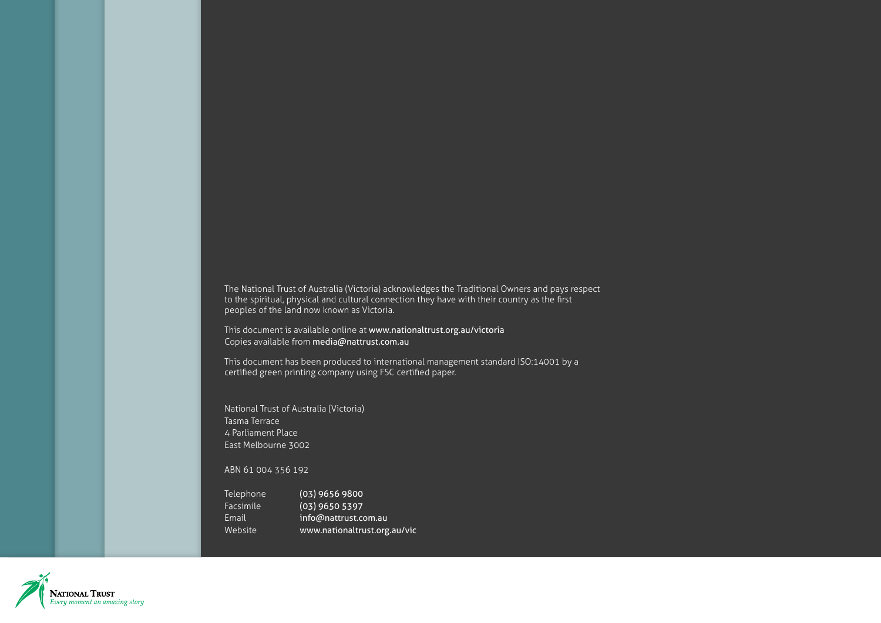The National Trust of Australia (Victoria) acknowledges the Traditional Owners and pays respect to the spiritual, physical and cultural connection they have with their country as the first peoples of the land now known as Victoria.

This document is available online at **www.nationaltrust.org.au/victoria**
Copies available from **media@nattrust.com.au**

This document has been produced to international management standard ISO:14001 by a certified green printing company using FSC certified paper.

National Trust of Australia (Victoria)
Tasma Terrace
4 Parliament Place
East Melbourne 3002

ABN 61 004 356 192

| | |
|---|---|
| Telephone | **(03) 9656 9800** |
| Facsimile | **(03) 9650 5397** |
| Email | **info@nattrust.com.au** |
| Website | **www.nationaltrust.org.au/vic** |

**National Trust**
*Every moment an amazing story*